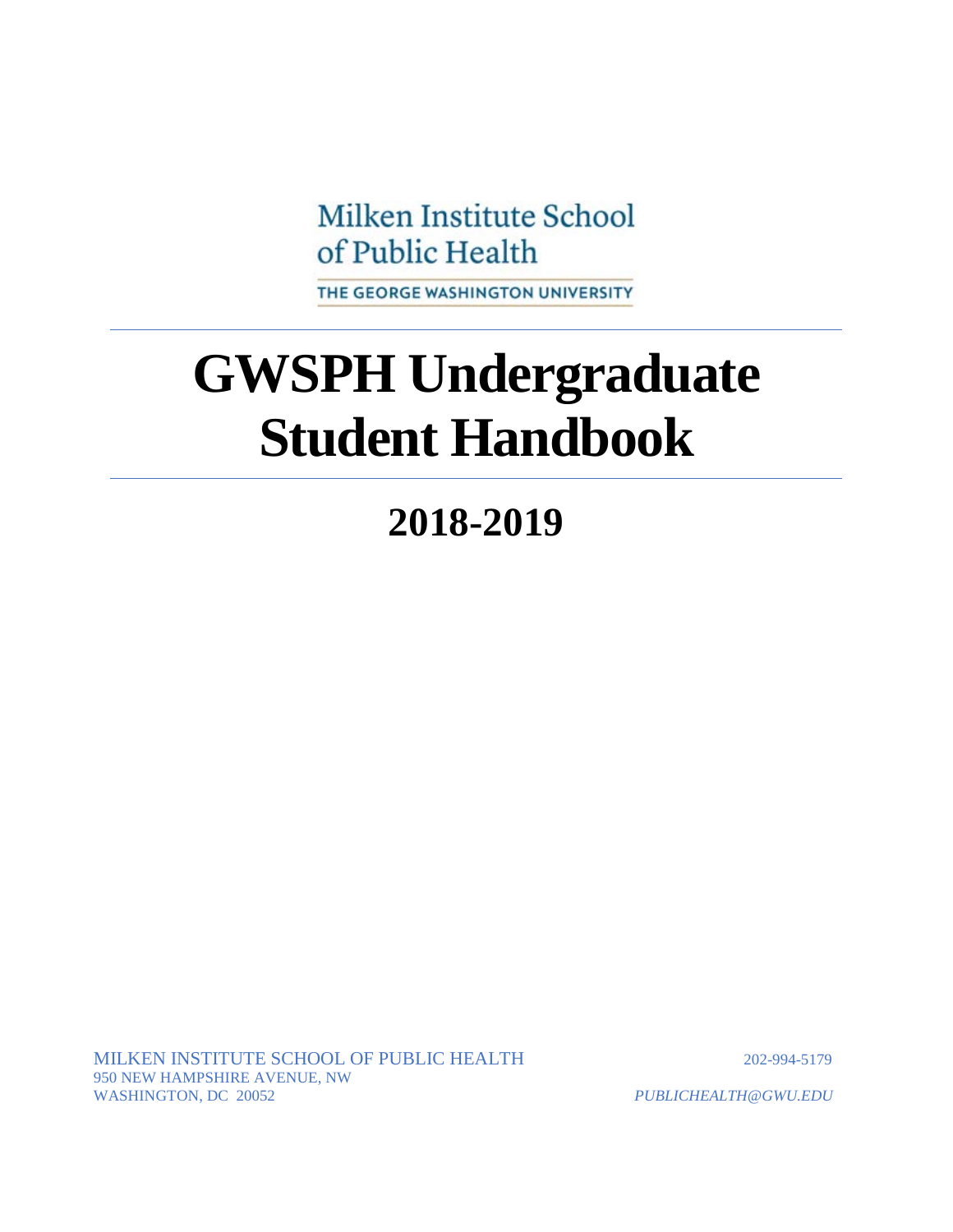Milken Institute School of Public Health

THE GEORGE WASHINGTON UNIVERSITY

# GWSPH Undergraduate Student Handbook

## 2018-2019

MILKEN INSTITUTE SCHOOL OF PUBLIC HEALTH
950 NEW HAMPSHIRE AVENUE, NW
WASHINGTON, DC 20052

202-994-5179
*PUBLICHEALTH@GWU.EDU*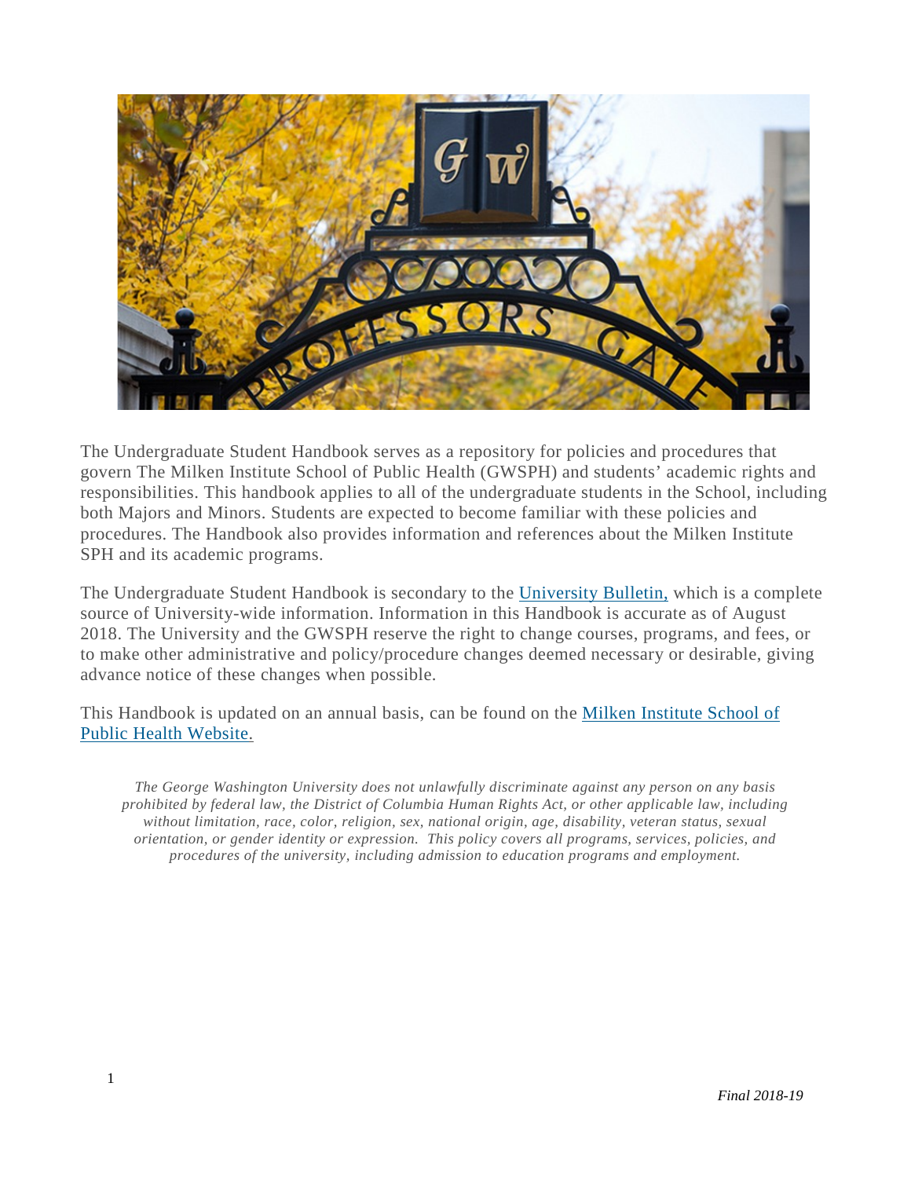The Undergraduate Student Handbook serves as a repository for policies and procedures that govern The Milken Institute School of Public Health (GWSPH) and students' academic rights and responsibilities. This handbook applies to all of the undergraduate students in the School, including both Majors and Minors. Students are expected to become familiar with these policies and procedures. The Handbook also provides information and references about the Milken Institute SPH and its academic programs.

The Undergraduate Student Handbook is secondary to the University Bulletin, which is a complete source of University-wide information. Information in this Handbook is accurate as of August 2018. The University and the GWSPH reserve the right to change courses, programs, and fees, or to make other administrative and policy/procedure changes deemed necessary or desirable, giving advance notice of these changes when possible.

This Handbook is updated on an annual basis, can be found on the Milken Institute School of Public Health Website.

*The George Washington University does not unlawfully discriminate against any person on any basis prohibited by federal law, the District of Columbia Human Rights Act, or other applicable law, including without limitation, race, color, religion, sex, national origin, age, disability, veteran status, sexual orientation, or gender identity or expression. This policy covers all programs, services, policies, and procedures of the university, including admission to education programs and employment.*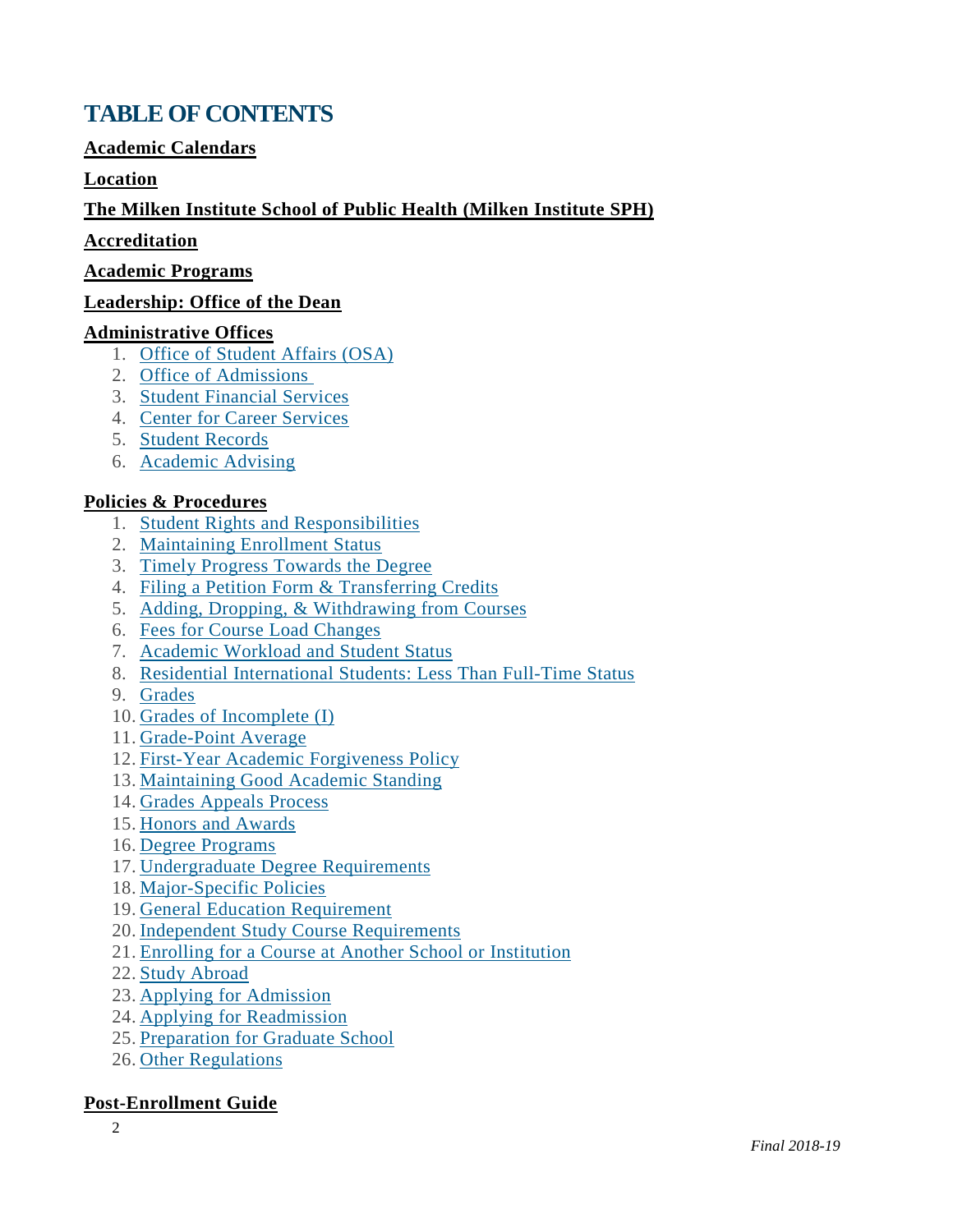# TABLE OF CONTENTS

**Academic Calendars**

**Location**

**The Milken Institute School of Public Health (Milken Institute SPH)**

**Accreditation**

**Academic Programs**

**Leadership: Office of the Dean**

**Administrative Offices**

1. Office of Student Affairs (OSA)
2. Office of Admissions
3. Student Financial Services
4. Center for Career Services
5. Student Records
6. Academic Advising

**Policies & Procedures**

1. Student Rights and Responsibilities
2. Maintaining Enrollment Status
3. Timely Progress Towards the Degree
4. Filing a Petition Form & Transferring Credits
5. Adding, Dropping, & Withdrawing from Courses
6. Fees for Course Load Changes
7. Academic Workload and Student Status
8. Residential International Students: Less Than Full-Time Status
9. Grades
10. Grades of Incomplete (I)
11. Grade-Point Average
12. First-Year Academic Forgiveness Policy
13. Maintaining Good Academic Standing
14. Grades Appeals Process
15. Honors and Awards
16. Degree Programs
17. Undergraduate Degree Requirements
18. Major-Specific Policies
19. General Education Requirement
20. Independent Study Course Requirements
21. Enrolling for a Course at Another School or Institution
22. Study Abroad
23. Applying for Admission
24. Applying for Readmission
25. Preparation for Graduate School
26. Other Regulations

**Post-Enrollment Guide**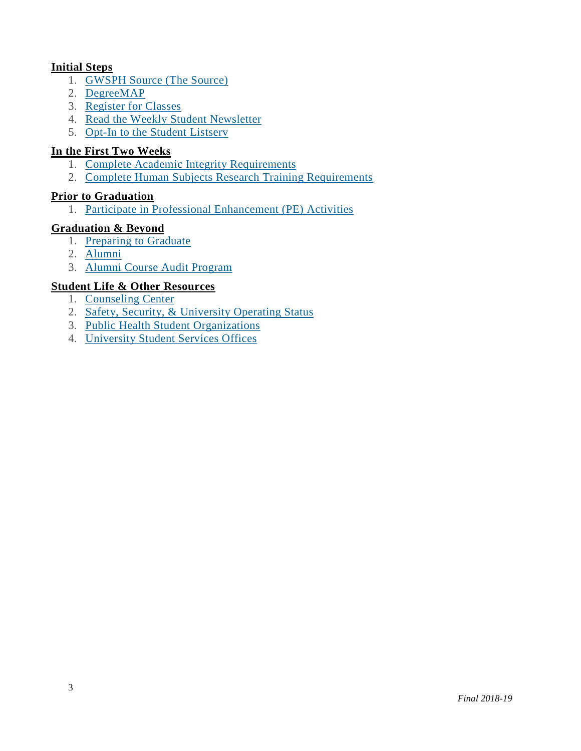**Initial Steps**

1. GWSPH Source (The Source)
2. DegreeMAP
3. Register for Classes
4. Read the Weekly Student Newsletter
5. Opt-In to the Student Listserv

**In the First Two Weeks**

1. Complete Academic Integrity Requirements
2. Complete Human Subjects Research Training Requirements

**Prior to Graduation**

1. Participate in Professional Enhancement (PE) Activities

**Graduation & Beyond**

1. Preparing to Graduate
2. Alumni
3. Alumni Course Audit Program

**Student Life & Other Resources**

1. Counseling Center
2. Safety, Security, & University Operating Status
3. Public Health Student Organizations
4. University Student Services Offices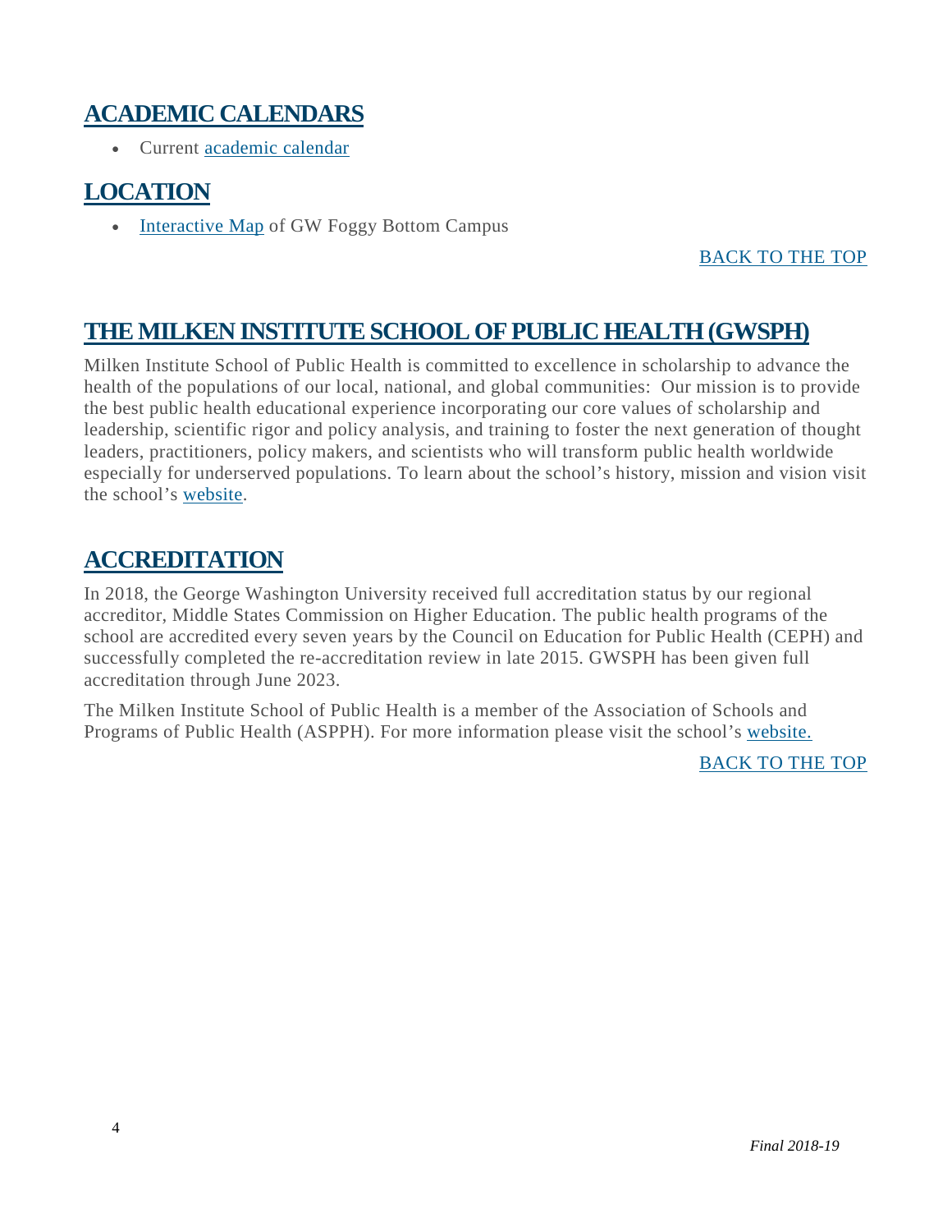## ACADEMIC CALENDARS

- Current academic calendar

## LOCATION

- Interactive Map of GW Foggy Bottom Campus

BACK TO THE TOP

## THE MILKEN INSTITUTE SCHOOL OF PUBLIC HEALTH (GWSPH)

Milken Institute School of Public Health is committed to excellence in scholarship to advance the health of the populations of our local, national, and global communities: Our mission is to provide the best public health educational experience incorporating our core values of scholarship and leadership, scientific rigor and policy analysis, and training to foster the next generation of thought leaders, practitioners, policy makers, and scientists who will transform public health worldwide especially for underserved populations. To learn about the school's history, mission and vision visit the school's website.

## ACCREDITATION

In 2018, the George Washington University received full accreditation status by our regional accreditor, Middle States Commission on Higher Education. The public health programs of the school are accredited every seven years by the Council on Education for Public Health (CEPH) and successfully completed the re-accreditation review in late 2015. GWSPH has been given full accreditation through June 2023.

The Milken Institute School of Public Health is a member of the Association of Schools and Programs of Public Health (ASPPH). For more information please visit the school's website.

BACK TO THE TOP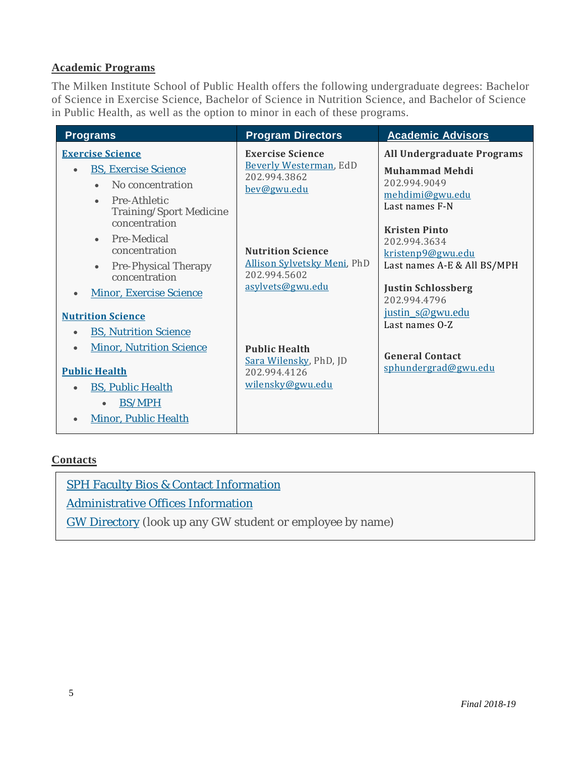## Academic Programs

The Milken Institute School of Public Health offers the following undergraduate degrees: Bachelor of Science in Exercise Science, Bachelor of Science in Nutrition Science, and Bachelor of Science in Public Health, as well as the option to minor in each of these programs.

| Programs | Program Directors | Academic Advisors |
|---|---|---|
| **Exercise Science**<br>• BS, Exercise Science<br>&nbsp;&nbsp;◦ No concentration<br>&nbsp;&nbsp;◦ Pre-Athletic Training/Sport Medicine concentration<br>&nbsp;&nbsp;◦ Pre-Medical concentration<br>&nbsp;&nbsp;◦ Pre-Physical Therapy concentration<br>• Minor, Exercise Science<br><br>**Nutrition Science**<br>• BS, Nutrition Science<br>• Minor, Nutrition Science<br><br>**Public Health**<br>• BS, Public Health<br>&nbsp;&nbsp;◦ BS/MPH<br>• Minor, Public Health | **Exercise Science**<br>Beverly Westerman, EdD<br>202.994.3862<br>bev@gwu.edu<br><br>**Nutrition Science**<br>Allison Sylvetsky Meni, PhD<br>202.994.5602<br>asylvets@gwu.edu<br><br>**Public Health**<br>Sara Wilensky, PhD, JD<br>202.994.4126<br>wilensky@gwu.edu | **All Undergraduate Programs**<br><br>**Muhammad Mehdi**<br>202.994.9049<br>mehdimi@gwu.edu<br>Last names F-N<br><br>**Kristen Pinto**<br>202.994.3634<br>kristenp9@gwu.edu<br>Last names A-E & All BS/MPH<br><br>**Justin Schlossberg**<br>202.994.4796<br>justin_s@gwu.edu<br>Last names O-Z<br><br>**General Contact**<br>sphundergrad@gwu.edu |

## Contacts

SPH Faculty Bios & Contact Information

Administrative Offices Information

GW Directory (look up any GW student or employee by name)

*Final 2018-19*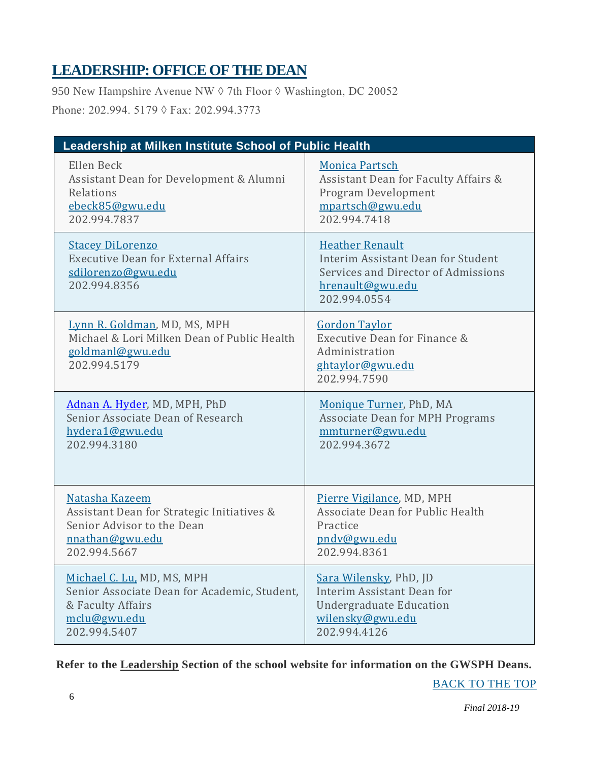# LEADERSHIP: OFFICE OF THE DEAN

950 New Hampshire Avenue NW ◊ 7th Floor ◊ Washington, DC 20052

Phone: 202.994. 5179 ◊ Fax: 202.994.3773

| Leadership at Milken Institute School of Public Health | |
|---|---|
| Ellen Beck<br>Assistant Dean for Development & Alumni Relations<br>ebeck85@gwu.edu<br>202.994.7837 | Monica Partsch<br>Assistant Dean for Faculty Affairs & Program Development<br>mpartsch@gwu.edu<br>202.994.7418 |
| Stacey DiLorenzo<br>Executive Dean for External Affairs<br>sdilorenzo@gwu.edu<br>202.994.8356 | Heather Renault<br>Interim Assistant Dean for Student Services and Director of Admissions<br>hrenault@gwu.edu<br>202.994.0554 |
| Lynn R. Goldman, MD, MS, MPH<br>Michael & Lori Milken Dean of Public Health<br>goldmanl@gwu.edu<br>202.994.5179 | Gordon Taylor<br>Executive Dean for Finance & Administration<br>ghtaylor@gwu.edu<br>202.994.7590 |
| Adnan A. Hyder, MD, MPH, PhD<br>Senior Associate Dean of Research<br>hydera1@gwu.edu<br>202.994.3180 | Monique Turner, PhD, MA<br>Associate Dean for MPH Programs<br>mmturner@gwu.edu<br>202.994.3672 |
| Natasha Kazeem<br>Assistant Dean for Strategic Initiatives & Senior Advisor to the Dean<br>nnathan@gwu.edu<br>202.994.5667 | Pierre Vigilance, MD, MPH<br>Associate Dean for Public Health Practice<br>pndv@gwu.edu<br>202.994.8361 |
| Michael C. Lu, MD, MS, MPH<br>Senior Associate Dean for Academic, Student, & Faculty Affairs<br>mclu@gwu.edu<br>202.994.5407 | Sara Wilensky, PhD, JD<br>Interim Assistant Dean for Undergraduate Education<br>wilensky@gwu.edu<br>202.994.4126 |

**Refer to the Leadership Section of the school website for information on the GWSPH Deans.**

BACK TO THE TOP

*Final 2018-19*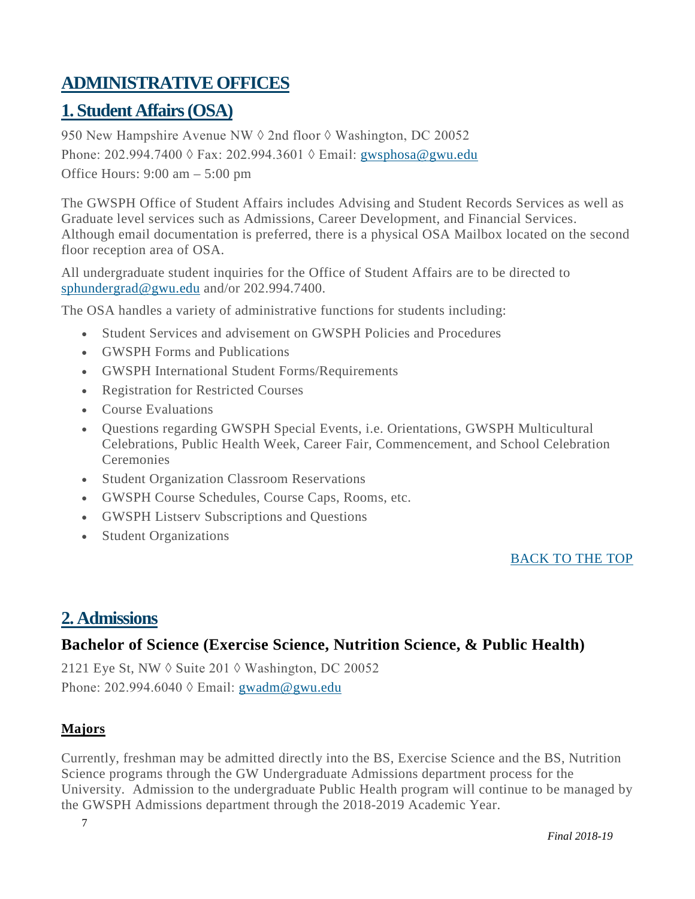# ADMINISTRATIVE OFFICES

## 1. Student Affairs (OSA)

950 New Hampshire Avenue NW ◊ 2nd floor ◊ Washington, DC 20052
Phone: 202.994.7400 ◊ Fax: 202.994.3601 ◊ Email: gwsphosa@gwu.edu
Office Hours: 9:00 am – 5:00 pm

The GWSPH Office of Student Affairs includes Advising and Student Records Services as well as Graduate level services such as Admissions, Career Development, and Financial Services. Although email documentation is preferred, there is a physical OSA Mailbox located on the second floor reception area of OSA.

All undergraduate student inquiries for the Office of Student Affairs are to be directed to sphundergrad@gwu.edu and/or 202.994.7400.

The OSA handles a variety of administrative functions for students including:

- Student Services and advisement on GWSPH Policies and Procedures
- GWSPH Forms and Publications
- GWSPH International Student Forms/Requirements
- Registration for Restricted Courses
- Course Evaluations
- Questions regarding GWSPH Special Events, i.e. Orientations, GWSPH Multicultural Celebrations, Public Health Week, Career Fair, Commencement, and School Celebration Ceremonies
- Student Organization Classroom Reservations
- GWSPH Course Schedules, Course Caps, Rooms, etc.
- GWSPH Listserv Subscriptions and Questions
- Student Organizations

BACK TO THE TOP

## 2. Admissions

### Bachelor of Science (Exercise Science, Nutrition Science, & Public Health)

2121 Eye St, NW ◊ Suite 201 ◊ Washington, DC 20052
Phone: 202.994.6040 ◊ Email: gwadm@gwu.edu

**Majors**

Currently, freshman may be admitted directly into the BS, Exercise Science and the BS, Nutrition Science programs through the GW Undergraduate Admissions department process for the University. Admission to the undergraduate Public Health program will continue to be managed by the GWSPH Admissions department through the 2018-2019 Academic Year.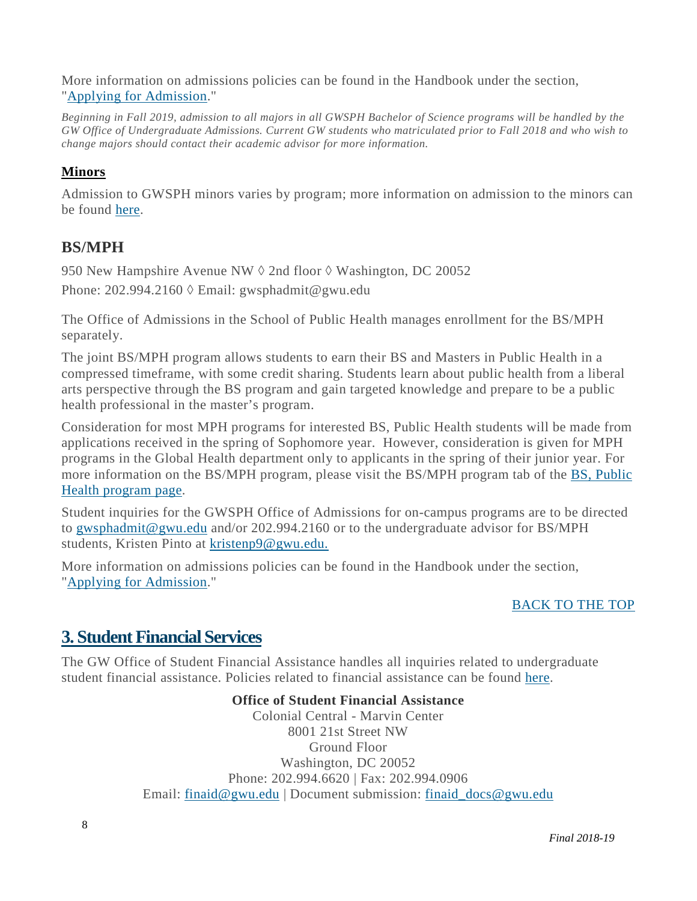More information on admissions policies can be found in the Handbook under the section, "[Applying for Admission](#)."

*Beginning in Fall 2019, admission to all majors in all GWSPH Bachelor of Science programs will be handled by the GW Office of Undergraduate Admissions. Current GW students who matriculated prior to Fall 2018 and who wish to change majors should contact their academic advisor for more information.*

### **Minors**

Admission to GWSPH minors varies by program; more information on admission to the minors can be found [here](#).

## BS/MPH

950 New Hampshire Avenue NW ◊ 2nd floor ◊ Washington, DC 20052

Phone: 202.994.2160 ◊ Email: gwsphadmit@gwu.edu

The Office of Admissions in the School of Public Health manages enrollment for the BS/MPH separately.

The joint BS/MPH program allows students to earn their BS and Masters in Public Health in a compressed timeframe, with some credit sharing. Students learn about public health from a liberal arts perspective through the BS program and gain targeted knowledge and prepare to be a public health professional in the master's program.

Consideration for most MPH programs for interested BS, Public Health students will be made from applications received in the spring of Sophomore year. However, consideration is given for MPH programs in the Global Health department only to applicants in the spring of their junior year. For more information on the BS/MPH program, please visit the BS/MPH program tab of the [BS, Public Health program page](#).

Student inquiries for the GWSPH Office of Admissions for on-campus programs are to be directed to [gwsphadmit@gwu.edu](mailto:gwsphadmit@gwu.edu) and/or 202.994.2160 or to the undergraduate advisor for BS/MPH students, Kristen Pinto at [kristenp9@gwu.edu.](mailto:kristenp9@gwu.edu)

More information on admissions policies can be found in the Handbook under the section, "[Applying for Admission](#)."

[BACK TO THE TOP](#)

## 3. Student Financial Services

The GW Office of Student Financial Assistance handles all inquiries related to undergraduate student financial assistance. Policies related to financial assistance can be found [here](#).

**Office of Student Financial Assistance**
Colonial Central - Marvin Center
8001 21st Street NW
Ground Floor
Washington, DC 20052
Phone: 202.994.6620 | Fax: 202.994.0906
Email: [finaid@gwu.edu](mailto:finaid@gwu.edu) | Document submission: [finaid_docs@gwu.edu](mailto:finaid_docs@gwu.edu)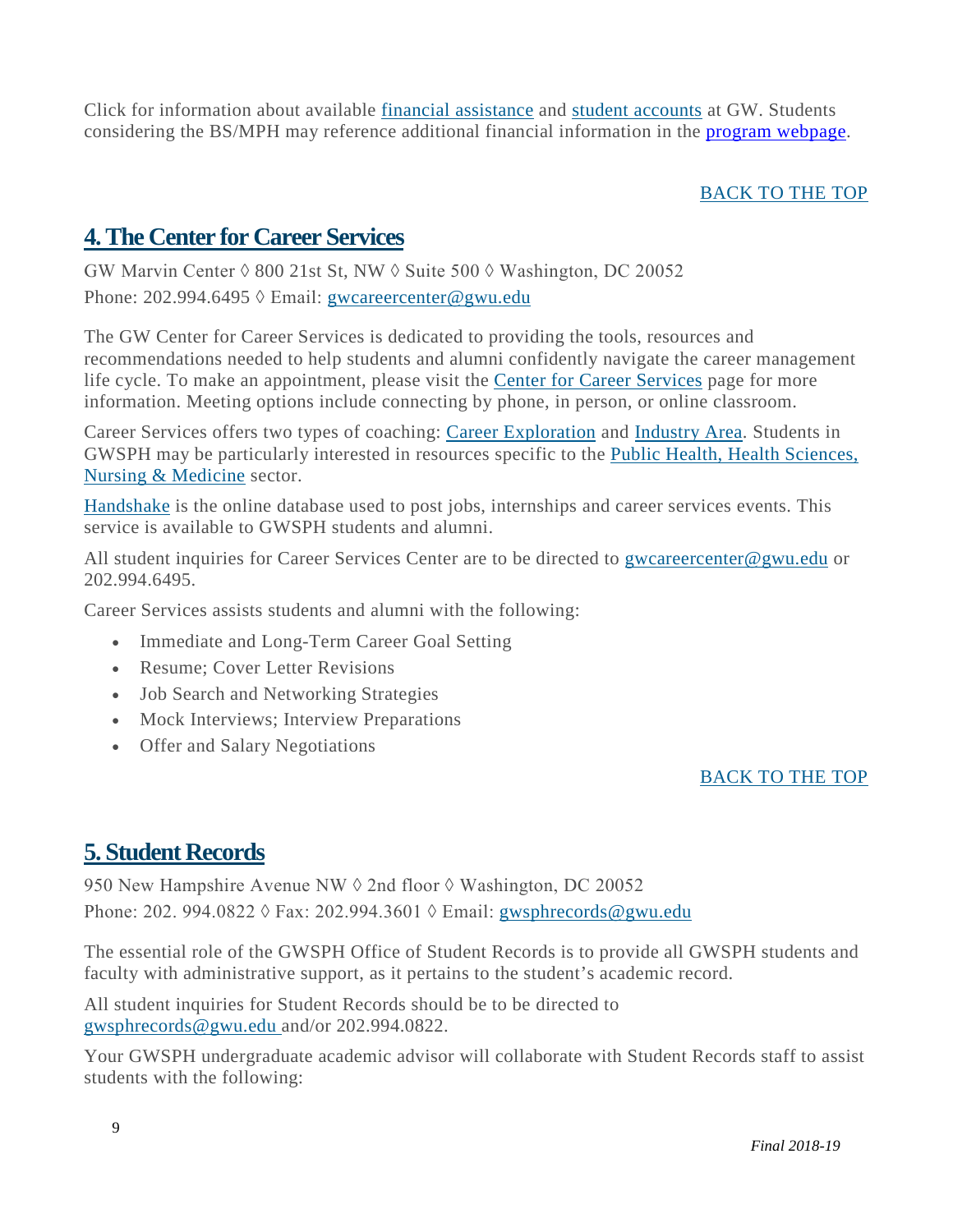Click for information about available financial assistance and student accounts at GW. Students considering the BS/MPH may reference additional financial information in the program webpage.

BACK TO THE TOP

## 4. The Center for Career Services

GW Marvin Center ◊ 800 21st St, NW ◊ Suite 500 ◊ Washington, DC 20052
Phone: 202.994.6495 ◊ Email: gwcareercenter@gwu.edu

The GW Center for Career Services is dedicated to providing the tools, resources and recommendations needed to help students and alumni confidently navigate the career management life cycle. To make an appointment, please visit the Center for Career Services page for more information. Meeting options include connecting by phone, in person, or online classroom.

Career Services offers two types of coaching: Career Exploration and Industry Area. Students in GWSPH may be particularly interested in resources specific to the Public Health, Health Sciences, Nursing & Medicine sector.

Handshake is the online database used to post jobs, internships and career services events. This service is available to GWSPH students and alumni.

All student inquiries for Career Services Center are to be directed to gwcareercenter@gwu.edu or 202.994.6495.

Career Services assists students and alumni with the following:

- Immediate and Long-Term Career Goal Setting
- Resume; Cover Letter Revisions
- Job Search and Networking Strategies
- Mock Interviews; Interview Preparations
- Offer and Salary Negotiations

BACK TO THE TOP

## 5. Student Records

950 New Hampshire Avenue NW ◊ 2nd floor ◊ Washington, DC 20052
Phone: 202. 994.0822 ◊ Fax: 202.994.3601 ◊ Email: gwsphrecords@gwu.edu

The essential role of the GWSPH Office of Student Records is to provide all GWSPH students and faculty with administrative support, as it pertains to the student's academic record.

All student inquiries for Student Records should be to be directed to gwsphrecords@gwu.edu and/or 202.994.0822.

Your GWSPH undergraduate academic advisor will collaborate with Student Records staff to assist students with the following: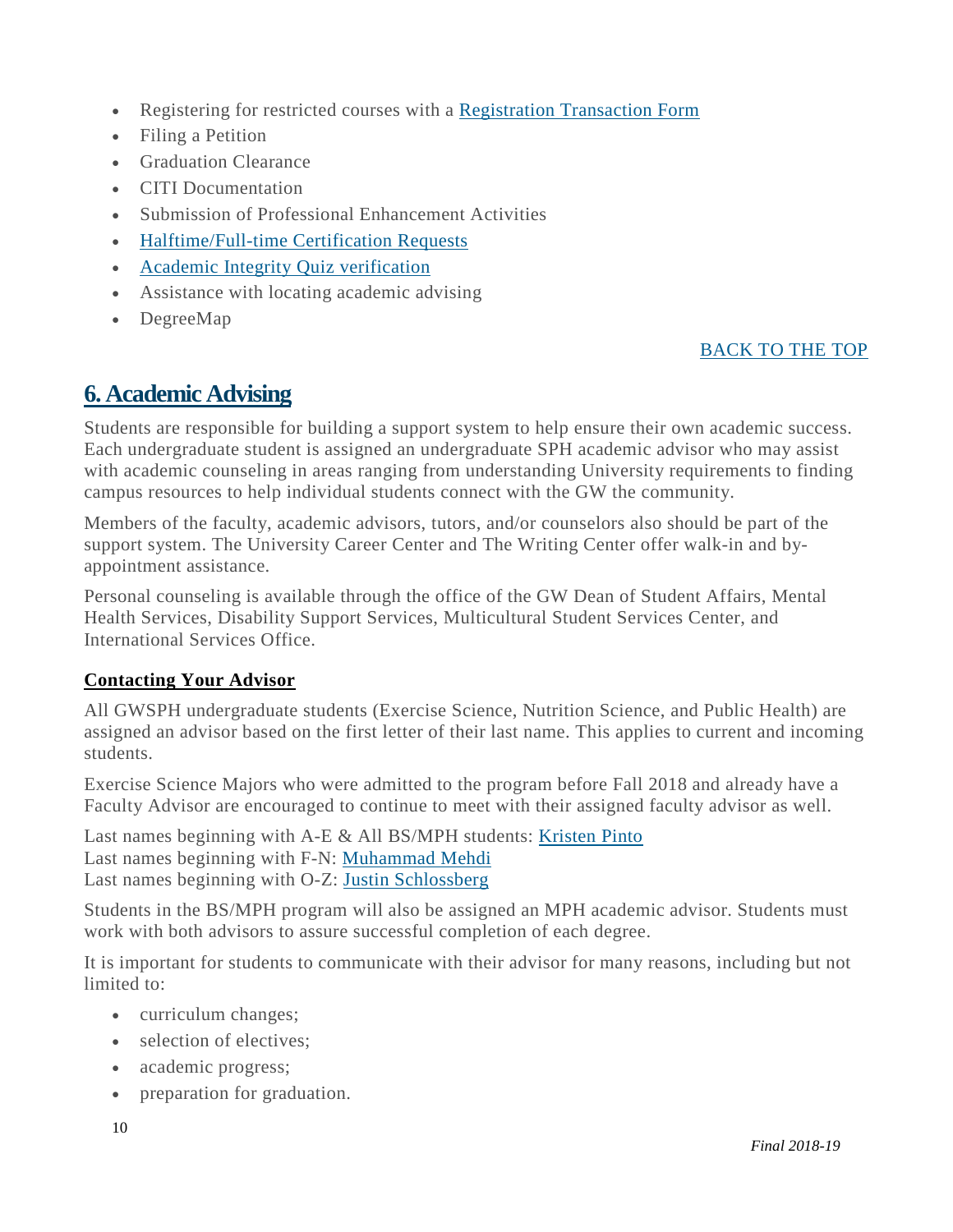- Registering for restricted courses with a Registration Transaction Form
- Filing a Petition
- Graduation Clearance
- CITI Documentation
- Submission of Professional Enhancement Activities
- Halftime/Full-time Certification Requests
- Academic Integrity Quiz verification
- Assistance with locating academic advising
- DegreeMap

BACK TO THE TOP

## 6. Academic Advising

Students are responsible for building a support system to help ensure their own academic success. Each undergraduate student is assigned an undergraduate SPH academic advisor who may assist with academic counseling in areas ranging from understanding University requirements to finding campus resources to help individual students connect with the GW the community.

Members of the faculty, academic advisors, tutors, and/or counselors also should be part of the support system. The University Career Center and The Writing Center offer walk-in and by-appointment assistance.

Personal counseling is available through the office of the GW Dean of Student Affairs, Mental Health Services, Disability Support Services, Multicultural Student Services Center, and International Services Office.

### Contacting Your Advisor

All GWSPH undergraduate students (Exercise Science, Nutrition Science, and Public Health) are assigned an advisor based on the first letter of their last name. This applies to current and incoming students.

Exercise Science Majors who were admitted to the program before Fall 2018 and already have a Faculty Advisor are encouraged to continue to meet with their assigned faculty advisor as well.

Last names beginning with A-E & All BS/MPH students: Kristen Pinto
Last names beginning with F-N: Muhammad Mehdi
Last names beginning with O-Z: Justin Schlossberg

Students in the BS/MPH program will also be assigned an MPH academic advisor. Students must work with both advisors to assure successful completion of each degree.

It is important for students to communicate with their advisor for many reasons, including but not limited to:

- curriculum changes;
- selection of electives;
- academic progress;
- preparation for graduation.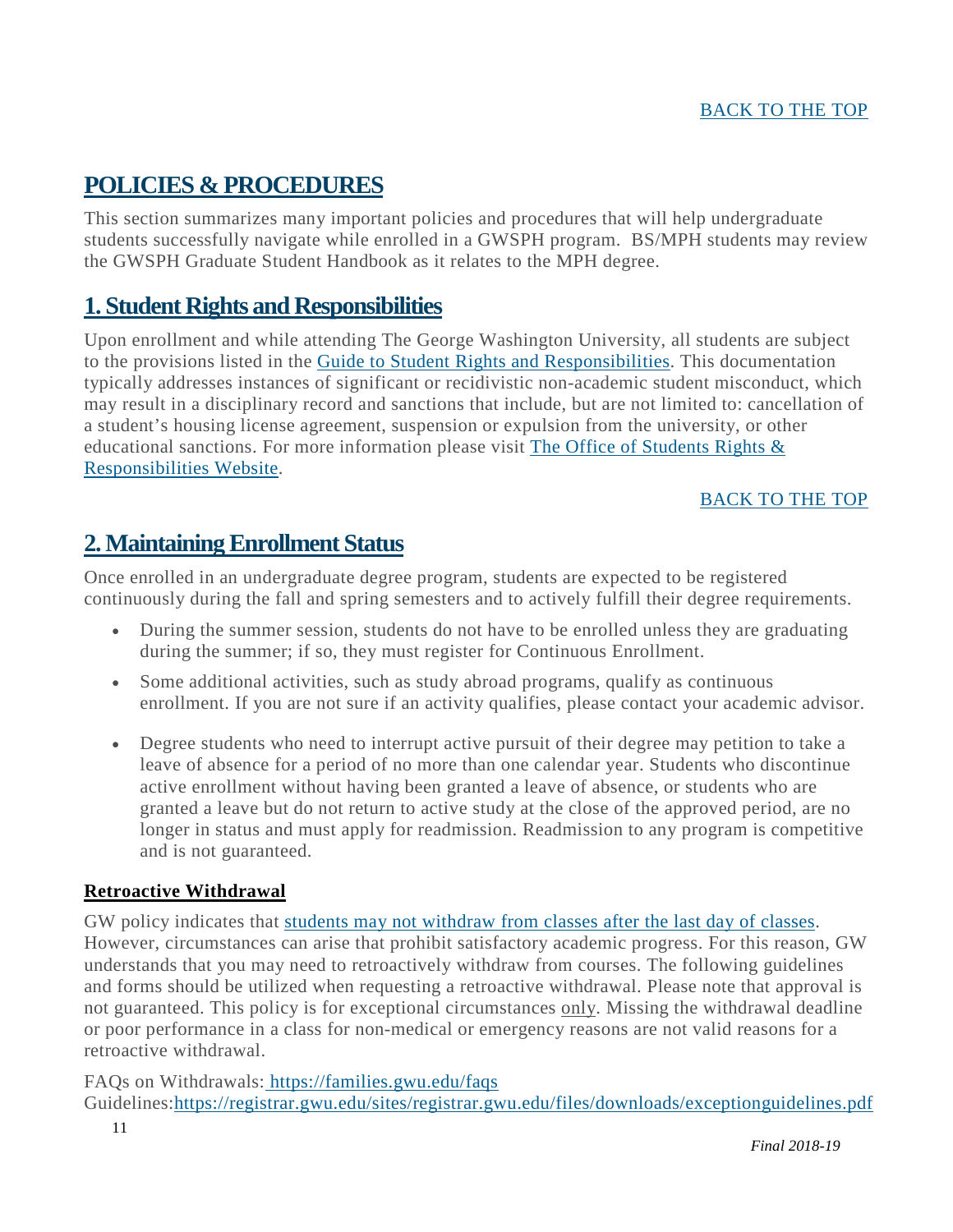[BACK TO THE TOP]

## POLICIES & PROCEDURES

This section summarizes many important policies and procedures that will help undergraduate students successfully navigate while enrolled in a GWSPH program. BS/MPH students may review the GWSPH Graduate Student Handbook as it relates to the MPH degree.

## 1. Student Rights and Responsibilities

Upon enrollment and while attending The George Washington University, all students are subject to the provisions listed in the [Guide to Student Rights and Responsibilities]. This documentation typically addresses instances of significant or recidivistic non-academic student misconduct, which may result in a disciplinary record and sanctions that include, but are not limited to: cancellation of a student's housing license agreement, suspension or expulsion from the university, or other educational sanctions. For more information please visit [The Office of Students Rights & Responsibilities Website].

[BACK TO THE TOP]

## 2. Maintaining Enrollment Status

Once enrolled in an undergraduate degree program, students are expected to be registered continuously during the fall and spring semesters and to actively fulfill their degree requirements.

- During the summer session, students do not have to be enrolled unless they are graduating during the summer; if so, they must register for Continuous Enrollment.
- Some additional activities, such as study abroad programs, qualify as continuous enrollment. If you are not sure if an activity qualifies, please contact your academic advisor.
- Degree students who need to interrupt active pursuit of their degree may petition to take a leave of absence for a period of no more than one calendar year. Students who discontinue active enrollment without having been granted a leave of absence, or students who are granted a leave but do not return to active study at the close of the approved period, are no longer in status and must apply for readmission. Readmission to any program is competitive and is not guaranteed.

### Retroactive Withdrawal

GW policy indicates that [students may not withdraw from classes after the last day of classes]. However, circumstances can arise that prohibit satisfactory academic progress. For this reason, GW understands that you may need to retroactively withdraw from courses. The following guidelines and forms should be utilized when requesting a retroactive withdrawal. Please note that approval is not guaranteed. This policy is for exceptional circumstances only. Missing the withdrawal deadline or poor performance in a class for non-medical or emergency reasons are not valid reasons for a retroactive withdrawal.

FAQs on Withdrawals: https://families.gwu.edu/faqs
Guidelines: https://registrar.gwu.edu/sites/registrar.gwu.edu/files/downloads/exceptionguidelines.pdf

*Final 2018-19*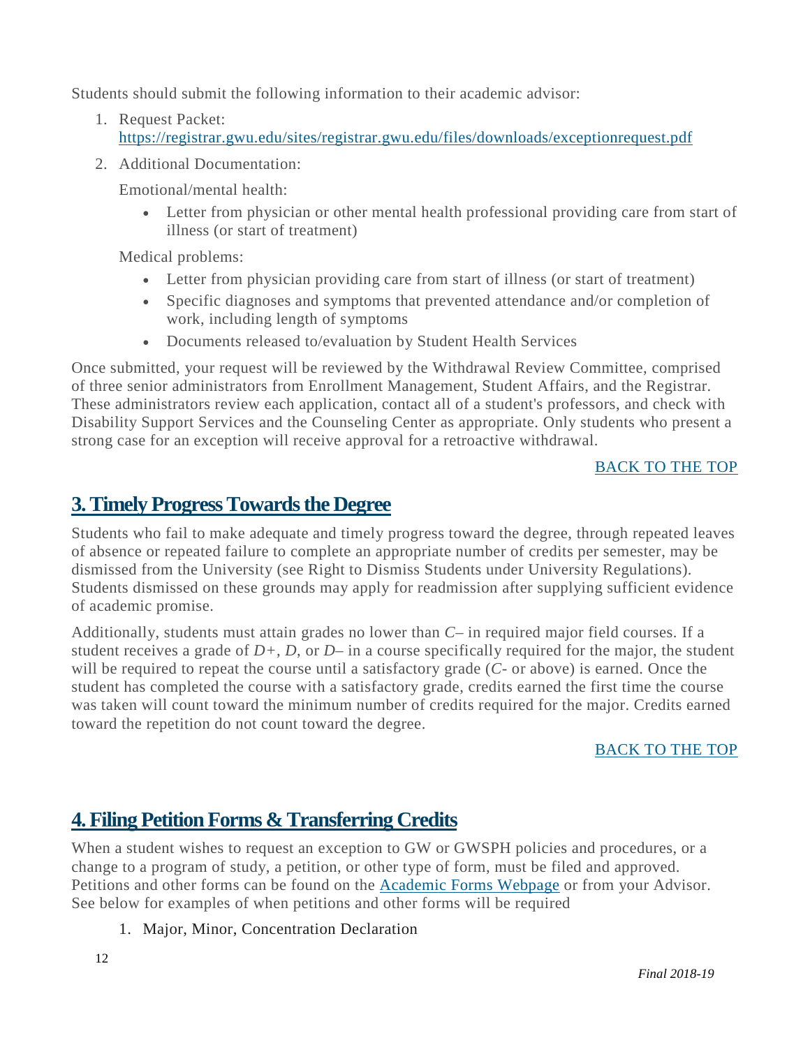Students should submit the following information to their academic advisor:

1. Request Packet: https://registrar.gwu.edu/sites/registrar.gwu.edu/files/downloads/exceptionrequest.pdf
2. Additional Documentation:

   Emotional/mental health:

   - Letter from physician or other mental health professional providing care from start of illness (or start of treatment)

   Medical problems:

   - Letter from physician providing care from start of illness (or start of treatment)
   - Specific diagnoses and symptoms that prevented attendance and/or completion of work, including length of symptoms
   - Documents released to/evaluation by Student Health Services

Once submitted, your request will be reviewed by the Withdrawal Review Committee, comprised of three senior administrators from Enrollment Management, Student Affairs, and the Registrar. These administrators review each application, contact all of a student's professors, and check with Disability Support Services and the Counseling Center as appropriate. Only students who present a strong case for an exception will receive approval for a retroactive withdrawal.

[BACK TO THE TOP]

## 3. Timely Progress Towards the Degree

Students who fail to make adequate and timely progress toward the degree, through repeated leaves of absence or repeated failure to complete an appropriate number of credits per semester, may be dismissed from the University (see Right to Dismiss Students under University Regulations). Students dismissed on these grounds may apply for readmission after supplying sufficient evidence of academic promise.

Additionally, students must attain grades no lower than *C*– in required major field courses. If a student receives a grade of *D+*, *D*, or *D*– in a course specifically required for the major, the student will be required to repeat the course until a satisfactory grade (*C*- or above) is earned. Once the student has completed the course with a satisfactory grade, credits earned the first time the course was taken will count toward the minimum number of credits required for the major. Credits earned toward the repetition do not count toward the degree.

[BACK TO THE TOP]

## 4. Filing Petition Forms & Transferring Credits

When a student wishes to request an exception to GW or GWSPH policies and procedures, or a change to a program of study, a petition, or other type of form, must be filed and approved. Petitions and other forms can be found on the [Academic Forms Webpage] or from your Advisor. See below for examples of when petitions and other forms will be required

1. Major, Minor, Concentration Declaration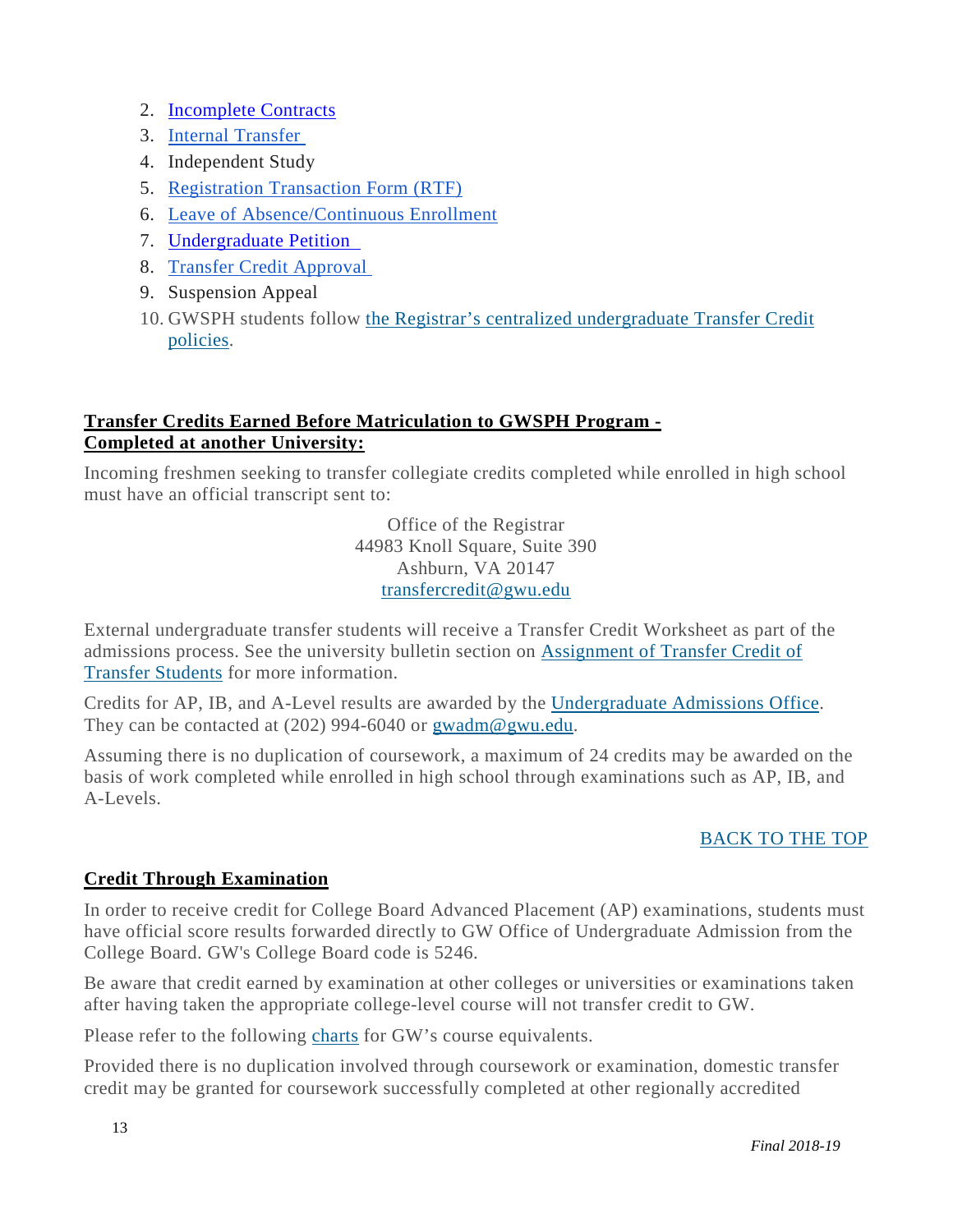2. Incomplete Contracts
3. Internal Transfer
4. Independent Study
5. Registration Transaction Form (RTF)
6. Leave of Absence/Continuous Enrollment
7. Undergraduate Petition
8. Transfer Credit Approval
9. Suspension Appeal
10. GWSPH students follow the Registrar's centralized undergraduate Transfer Credit policies.

**Transfer Credits Earned Before Matriculation to GWSPH Program - Completed at another University:**

Incoming freshmen seeking to transfer collegiate credits completed while enrolled in high school must have an official transcript sent to:

Office of the Registrar
44983 Knoll Square, Suite 390
Ashburn, VA 20147
transfercredit@gwu.edu

External undergraduate transfer students will receive a Transfer Credit Worksheet as part of the admissions process. See the university bulletin section on Assignment of Transfer Credit of Transfer Students for more information.

Credits for AP, IB, and A-Level results are awarded by the Undergraduate Admissions Office. They can be contacted at (202) 994-6040 or gwadm@gwu.edu.

Assuming there is no duplication of coursework, a maximum of 24 credits may be awarded on the basis of work completed while enrolled in high school through examinations such as AP, IB, and A-Levels.

BACK TO THE TOP

**Credit Through Examination**

In order to receive credit for College Board Advanced Placement (AP) examinations, students must have official score results forwarded directly to GW Office of Undergraduate Admission from the College Board. GW's College Board code is 5246.

Be aware that credit earned by examination at other colleges or universities or examinations taken after having taken the appropriate college-level course will not transfer credit to GW.

Please refer to the following charts for GW's course equivalents.

Provided there is no duplication involved through coursework or examination, domestic transfer credit may be granted for coursework successfully completed at other regionally accredited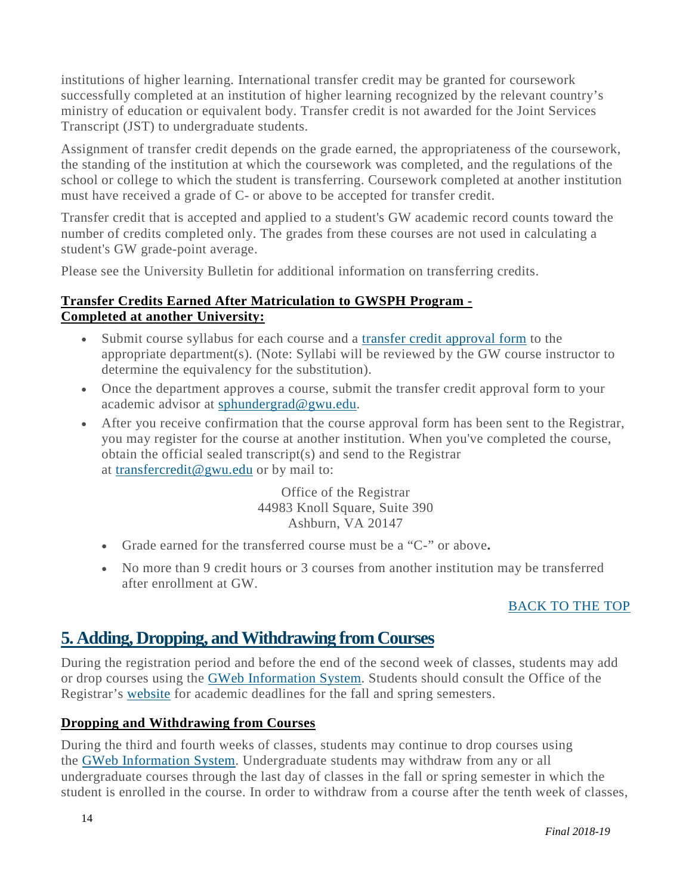institutions of higher learning. International transfer credit may be granted for coursework successfully completed at an institution of higher learning recognized by the relevant country's ministry of education or equivalent body. Transfer credit is not awarded for the Joint Services Transcript (JST) to undergraduate students.

Assignment of transfer credit depends on the grade earned, the appropriateness of the coursework, the standing of the institution at which the coursework was completed, and the regulations of the school or college to which the student is transferring. Coursework completed at another institution must have received a grade of C- or above to be accepted for transfer credit.

Transfer credit that is accepted and applied to a student's GW academic record counts toward the number of credits completed only. The grades from these courses are not used in calculating a student's GW grade-point average.

Please see the University Bulletin for additional information on transferring credits.

**Transfer Credits Earned After Matriculation to GWSPH Program - Completed at another University:**

- Submit course syllabus for each course and a transfer credit approval form to the appropriate department(s). (Note: Syllabi will be reviewed by the GW course instructor to determine the equivalency for the substitution).
- Once the department approves a course, submit the transfer credit approval form to your academic advisor at sphundergrad@gwu.edu.
- After you receive confirmation that the course approval form has been sent to the Registrar, you may register for the course at another institution. When you've completed the course, obtain the official sealed transcript(s) and send to the Registrar at transfercredit@gwu.edu or by mail to:

  Office of the Registrar
  44983 Knoll Square, Suite 390
  Ashburn, VA 20147

  - Grade earned for the transferred course must be a "C-" or above**.**
  - No more than 9 credit hours or 3 courses from another institution may be transferred after enrollment at GW.

BACK TO THE TOP

## 5. Adding, Dropping, and Withdrawing from Courses

During the registration period and before the end of the second week of classes, students may add or drop courses using the GWeb Information System. Students should consult the Office of the Registrar's website for academic deadlines for the fall and spring semesters.

**Dropping and Withdrawing from Courses**

During the third and fourth weeks of classes, students may continue to drop courses using the GWeb Information System. Undergraduate students may withdraw from any or all undergraduate courses through the last day of classes in the fall or spring semester in which the student is enrolled in the course. In order to withdraw from a course after the tenth week of classes,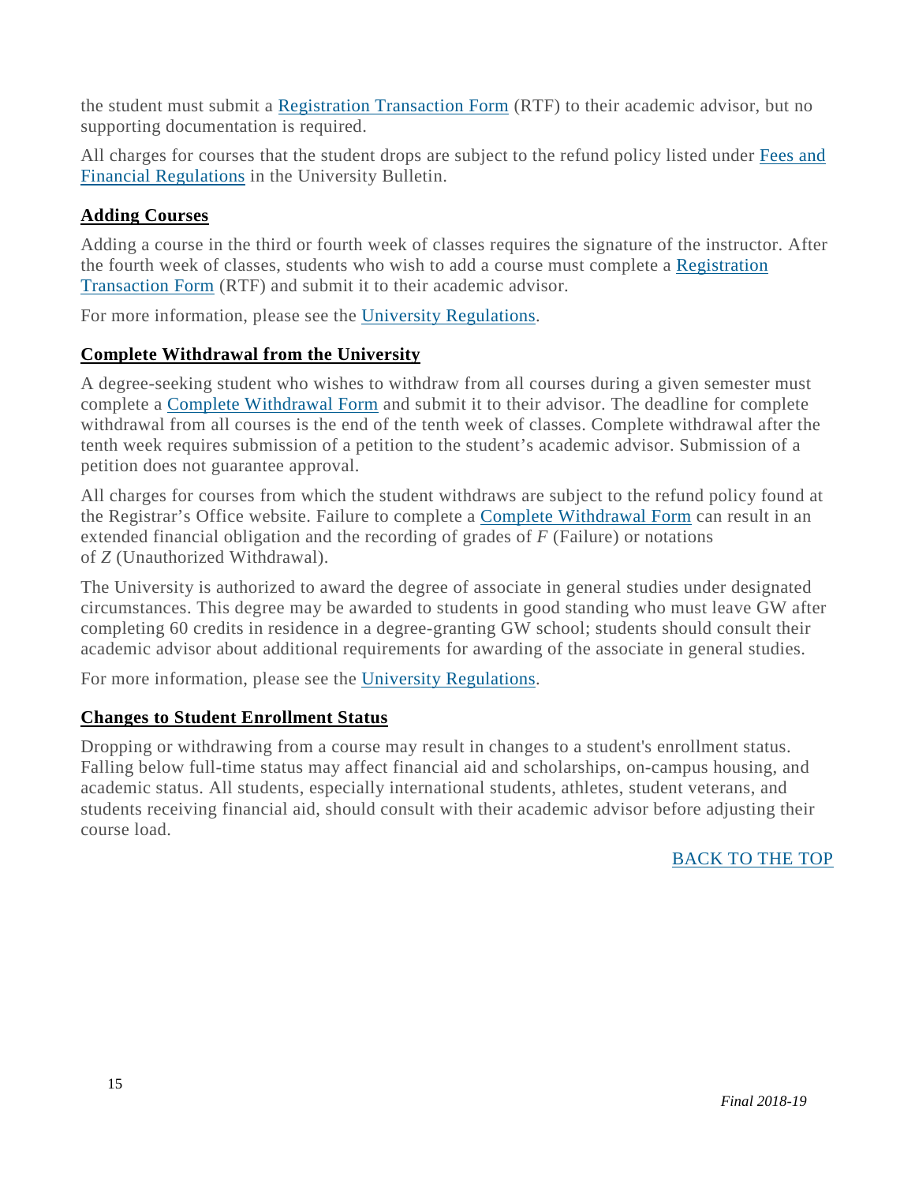the student must submit a [Registration Transaction Form](#) (RTF) to their academic advisor, but no supporting documentation is required.

All charges for courses that the student drops are subject to the refund policy listed under [Fees and Financial Regulations](#) in the University Bulletin.

### Adding Courses

Adding a course in the third or fourth week of classes requires the signature of the instructor. After the fourth week of classes, students who wish to add a course must complete a [Registration Transaction Form](#) (RTF) and submit it to their academic advisor.

For more information, please see the [University Regulations](#).

### Complete Withdrawal from the University

A degree-seeking student who wishes to withdraw from all courses during a given semester must complete a [Complete Withdrawal Form](#) and submit it to their advisor. The deadline for complete withdrawal from all courses is the end of the tenth week of classes. Complete withdrawal after the tenth week requires submission of a petition to the student's academic advisor. Submission of a petition does not guarantee approval.

All charges for courses from which the student withdraws are subject to the refund policy found at the Registrar's Office website. Failure to complete a [Complete Withdrawal Form](#) can result in an extended financial obligation and the recording of grades of *F* (Failure) or notations of *Z* (Unauthorized Withdrawal).

The University is authorized to award the degree of associate in general studies under designated circumstances. This degree may be awarded to students in good standing who must leave GW after completing 60 credits in residence in a degree-granting GW school; students should consult their academic advisor about additional requirements for awarding of the associate in general studies.

For more information, please see the [University Regulations](#).

### Changes to Student Enrollment Status

Dropping or withdrawing from a course may result in changes to a student's enrollment status. Falling below full-time status may affect financial aid and scholarships, on-campus housing, and academic status. All students, especially international students, athletes, student veterans, and students receiving financial aid, should consult with their academic advisor before adjusting their course load.

[BACK TO THE TOP](#)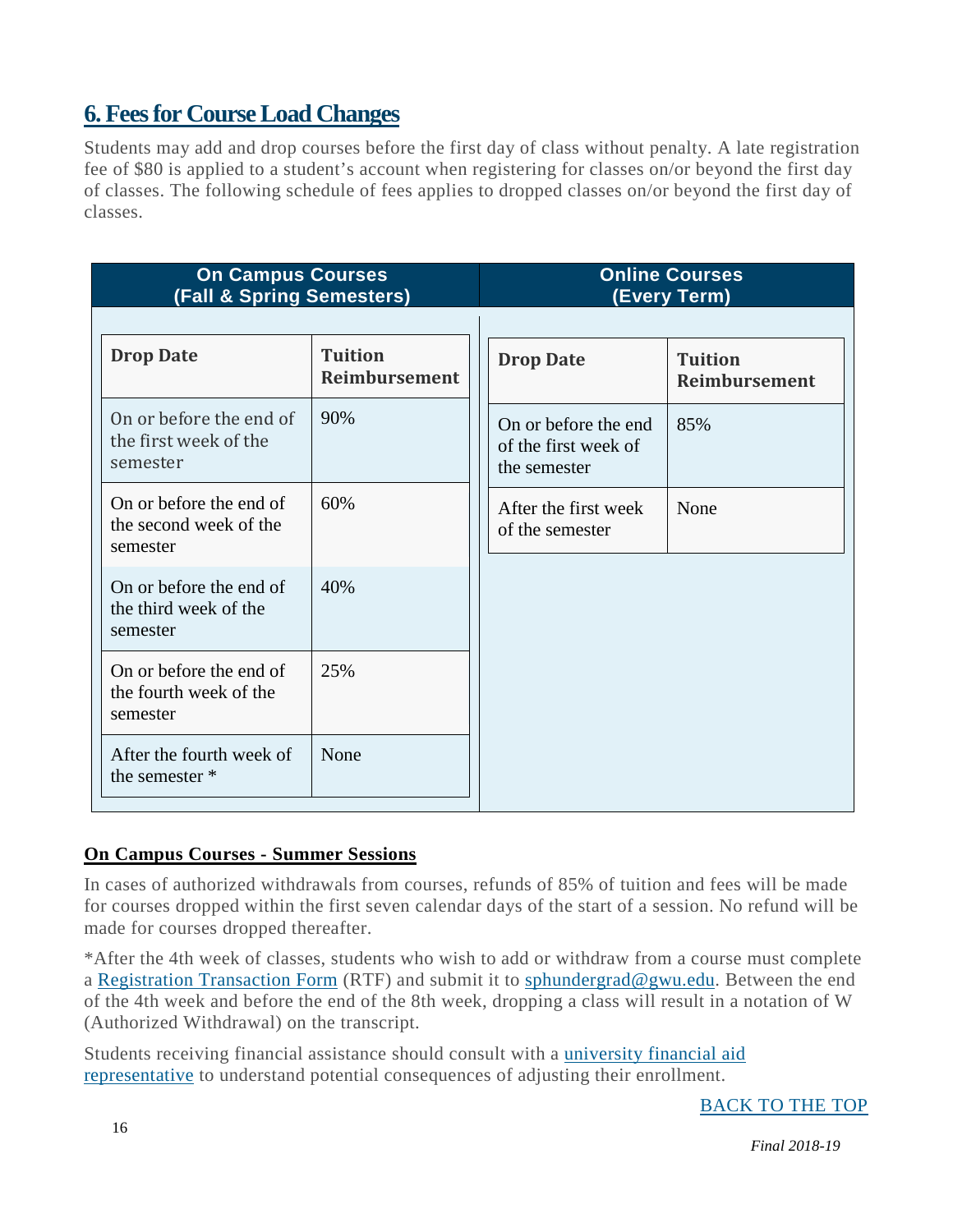## 6. Fees for Course Load Changes

Students may add and drop courses before the first day of class without penalty. A late registration fee of $80 is applied to a student's account when registering for classes on/or beyond the first day of classes. The following schedule of fees applies to dropped classes on/or beyond the first day of classes.

**On Campus Courses (Fall & Spring Semesters)**

| Drop Date | Tuition Reimbursement |
|---|---|
| On or before the end of the first week of the semester | 90% |
| On or before the end of the second week of the semester | 60% |
| On or before the end of the third week of the semester | 40% |
| On or before the end of the fourth week of the semester | 25% |
| After the fourth week of the semester * | None |

**Online Courses (Every Term)**

| Drop Date | Tuition Reimbursement |
|---|---|
| On or before the end of the first week of the semester | 85% |
| After the first week of the semester | None |

**On Campus Courses - Summer Sessions**

In cases of authorized withdrawals from courses, refunds of 85% of tuition and fees will be made for courses dropped within the first seven calendar days of the start of a session. No refund will be made for courses dropped thereafter.

*After the 4th week of classes, students who wish to add or withdraw from a course must complete a Registration Transaction Form (RTF) and submit it to sphundergrad@gwu.edu. Between the end of the 4th week and before the end of the 8th week, dropping a class will result in a notation of W (Authorized Withdrawal) on the transcript.

Students receiving financial assistance should consult with a university financial aid representative to understand potential consequences of adjusting their enrollment.

BACK TO THE TOP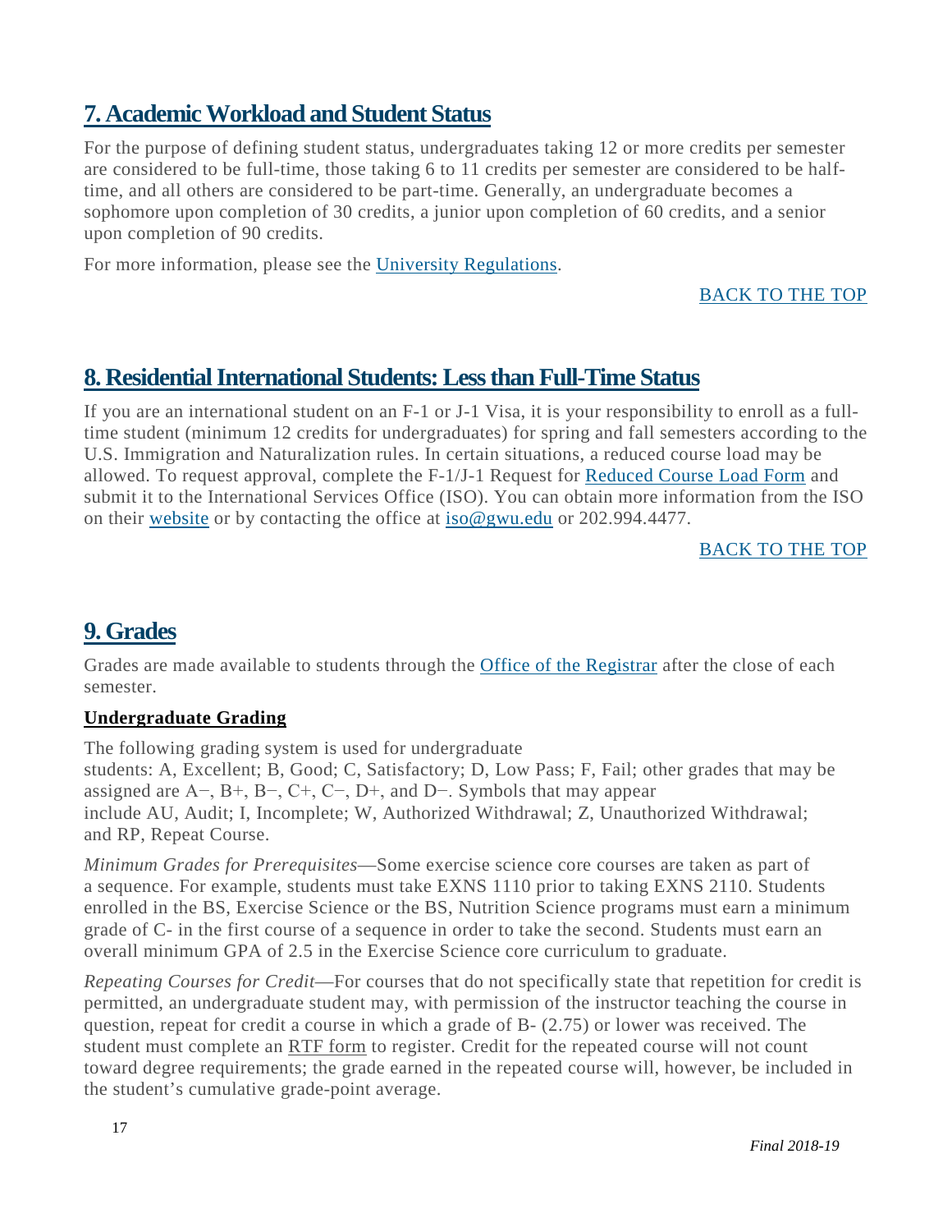## 7. Academic Workload and Student Status

For the purpose of defining student status, undergraduates taking 12 or more credits per semester are considered to be full-time, those taking 6 to 11 credits per semester are considered to be half-time, and all others are considered to be part-time. Generally, an undergraduate becomes a sophomore upon completion of 30 credits, a junior upon completion of 60 credits, and a senior upon completion of 90 credits.

For more information, please see the University Regulations.

BACK TO THE TOP

## 8. Residential International Students: Less than Full-Time Status

If you are an international student on an F-1 or J-1 Visa, it is your responsibility to enroll as a full-time student (minimum 12 credits for undergraduates) for spring and fall semesters according to the U.S. Immigration and Naturalization rules. In certain situations, a reduced course load may be allowed. To request approval, complete the F-1/J-1 Request for Reduced Course Load Form and submit it to the International Services Office (ISO). You can obtain more information from the ISO on their website or by contacting the office at iso@gwu.edu or 202.994.4477.

BACK TO THE TOP

## 9. Grades

Grades are made available to students through the Office of the Registrar after the close of each semester.

**Undergraduate Grading**

The following grading system is used for undergraduate students: A, Excellent; B, Good; C, Satisfactory; D, Low Pass; F, Fail; other grades that may be assigned are A−, B+, B−, C+, C−, D+, and D−. Symbols that may appear include AU, Audit; I, Incomplete; W, Authorized Withdrawal; Z, Unauthorized Withdrawal; and RP, Repeat Course.

*Minimum Grades for Prerequisites*—Some exercise science core courses are taken as part of a sequence. For example, students must take EXNS 1110 prior to taking EXNS 2110. Students enrolled in the BS, Exercise Science or the BS, Nutrition Science programs must earn a minimum grade of C- in the first course of a sequence in order to take the second. Students must earn an overall minimum GPA of 2.5 in the Exercise Science core curriculum to graduate.

*Repeating Courses for Credit*—For courses that do not specifically state that repetition for credit is permitted, an undergraduate student may, with permission of the instructor teaching the course in question, repeat for credit a course in which a grade of B- (2.75) or lower was received. The student must complete an RTF form to register. Credit for the repeated course will not count toward degree requirements; the grade earned in the repeated course will, however, be included in the student's cumulative grade-point average.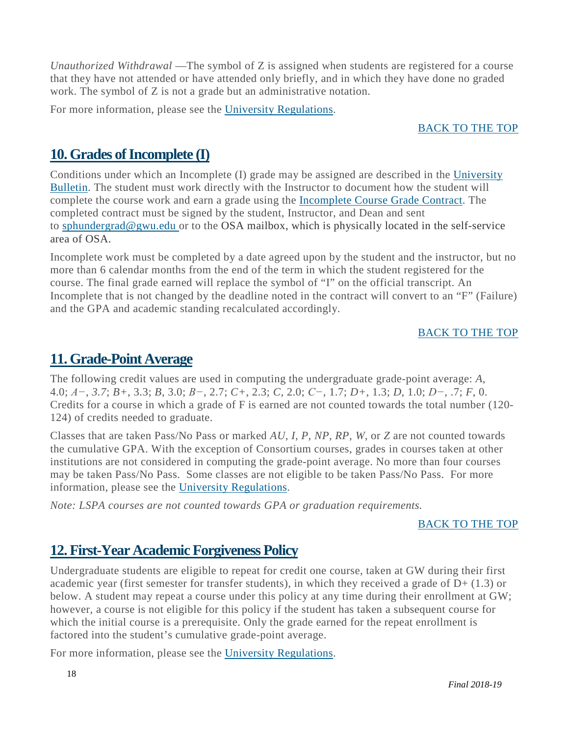*Unauthorized Withdrawal* —The symbol of Z is assigned when students are registered for a course that they have not attended or have attended only briefly, and in which they have done no graded work. The symbol of Z is not a grade but an administrative notation.

For more information, please see the [University Regulations](#).

[BACK TO THE TOP](#)

## 10. Grades of Incomplete (I)

Conditions under which an Incomplete (I) grade may be assigned are described in the [University Bulletin](#). The student must work directly with the Instructor to document how the student will complete the course work and earn a grade using the [Incomplete Course Grade Contract](#). The completed contract must be signed by the student, Instructor, and Dean and sent to [sphundergrad@gwu.edu](mailto:sphundergrad@gwu.edu) or to the OSA mailbox, which is physically located in the self-service area of OSA.

Incomplete work must be completed by a date agreed upon by the student and the instructor, but no more than 6 calendar months from the end of the term in which the student registered for the course. The final grade earned will replace the symbol of "I" on the official transcript. An Incomplete that is not changed by the deadline noted in the contract will convert to an "F" (Failure) and the GPA and academic standing recalculated accordingly.

[BACK TO THE TOP](#)

## 11. Grade-Point Average

The following credit values are used in computing the undergraduate grade-point average: *A*, 4.0; *A−*, *3.7*; *B+*, 3.3; *B*, 3.0; *B−*, 2.7; *C+*, 2.3; *C*, 2.0; *C−*, 1.7; *D+*, 1.3; *D*, 1.0; *D−*, .7; *F*, 0. Credits for a course in which a grade of F is earned are not counted towards the total number (120-124) of credits needed to graduate.

Classes that are taken Pass/No Pass or marked *AU*, *I*, *P*, *NP*, *RP*, *W*, or *Z* are not counted towards the cumulative GPA. With the exception of Consortium courses, grades in courses taken at other institutions are not considered in computing the grade-point average. No more than four courses may be taken Pass/No Pass. Some classes are not eligible to be taken Pass/No Pass. For more information, please see the [University Regulations](#).

*Note: LSPA courses are not counted towards GPA or graduation requirements.*

[BACK TO THE TOP](#)

## 12. First-Year Academic Forgiveness Policy

Undergraduate students are eligible to repeat for credit one course, taken at GW during their first academic year (first semester for transfer students), in which they received a grade of D+ (1.3) or below. A student may repeat a course under this policy at any time during their enrollment at GW; however, a course is not eligible for this policy if the student has taken a subsequent course for which the initial course is a prerequisite. Only the grade earned for the repeat enrollment is factored into the student's cumulative grade-point average.

For more information, please see the [University Regulations](#).

*Final 2018-19*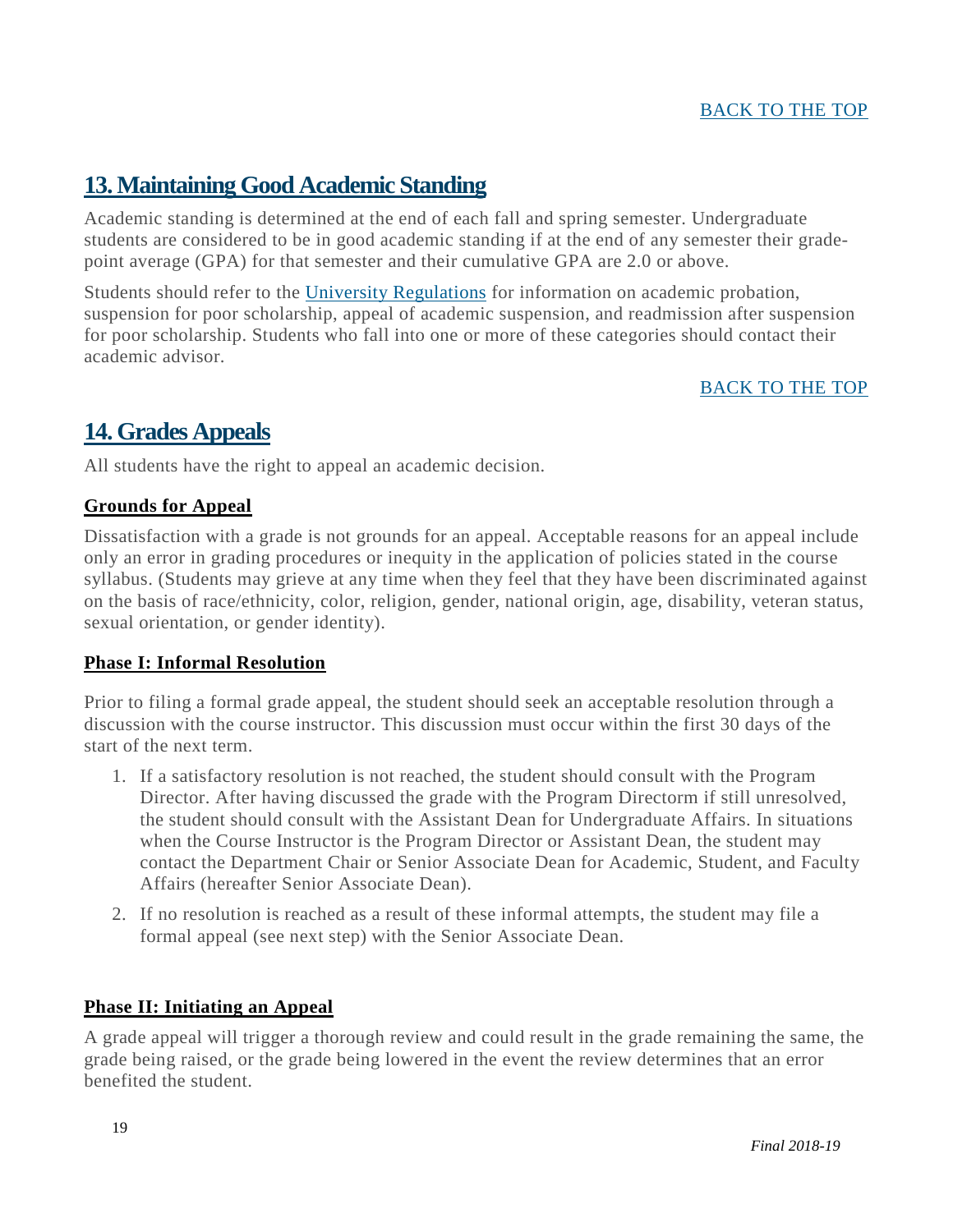[BACK TO THE TOP]

## 13. Maintaining Good Academic Standing

Academic standing is determined at the end of each fall and spring semester. Undergraduate students are considered to be in good academic standing if at the end of any semester their grade-point average (GPA) for that semester and their cumulative GPA are 2.0 or above.

Students should refer to the [University Regulations] for information on academic probation, suspension for poor scholarship, appeal of academic suspension, and readmission after suspension for poor scholarship. Students who fall into one or more of these categories should contact their academic advisor.

[BACK TO THE TOP]

## 14. Grades Appeals

All students have the right to appeal an academic decision.

### Grounds for Appeal

Dissatisfaction with a grade is not grounds for an appeal. Acceptable reasons for an appeal include only an error in grading procedures or inequity in the application of policies stated in the course syllabus. (Students may grieve at any time when they feel that they have been discriminated against on the basis of race/ethnicity, color, religion, gender, national origin, age, disability, veteran status, sexual orientation, or gender identity).

### Phase I: Informal Resolution

Prior to filing a formal grade appeal, the student should seek an acceptable resolution through a discussion with the course instructor. This discussion must occur within the first 30 days of the start of the next term.

1. If a satisfactory resolution is not reached, the student should consult with the Program Director. After having discussed the grade with the Program Directorm if still unresolved, the student should consult with the Assistant Dean for Undergraduate Affairs. In situations when the Course Instructor is the Program Director or Assistant Dean, the student may contact the Department Chair or Senior Associate Dean for Academic, Student, and Faculty Affairs (hereafter Senior Associate Dean).
2. If no resolution is reached as a result of these informal attempts, the student may file a formal appeal (see next step) with the Senior Associate Dean.

### Phase II: Initiating an Appeal

A grade appeal will trigger a thorough review and could result in the grade remaining the same, the grade being raised, or the grade being lowered in the event the review determines that an error benefited the student.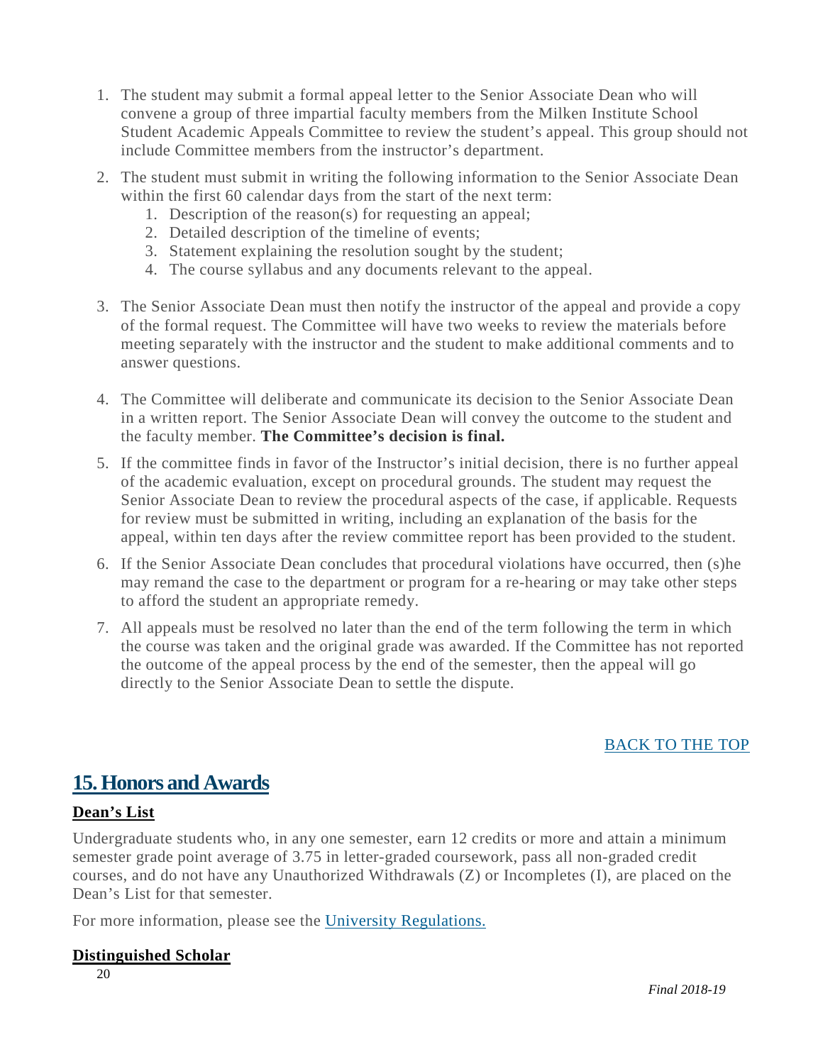1. The student may submit a formal appeal letter to the Senior Associate Dean who will convene a group of three impartial faculty members from the Milken Institute School Student Academic Appeals Committee to review the student's appeal. This group should not include Committee members from the instructor's department.
2. The student must submit in writing the following information to the Senior Associate Dean within the first 60 calendar days from the start of the next term:
   1. Description of the reason(s) for requesting an appeal;
   2. Detailed description of the timeline of events;
   3. Statement explaining the resolution sought by the student;
   4. The course syllabus and any documents relevant to the appeal.
3. The Senior Associate Dean must then notify the instructor of the appeal and provide a copy of the formal request. The Committee will have two weeks to review the materials before meeting separately with the instructor and the student to make additional comments and to answer questions.
4. The Committee will deliberate and communicate its decision to the Senior Associate Dean in a written report. The Senior Associate Dean will convey the outcome to the student and the faculty member. **The Committee's decision is final.**
5. If the committee finds in favor of the Instructor's initial decision, there is no further appeal of the academic evaluation, except on procedural grounds. The student may request the Senior Associate Dean to review the procedural aspects of the case, if applicable. Requests for review must be submitted in writing, including an explanation of the basis for the appeal, within ten days after the review committee report has been provided to the student.
6. If the Senior Associate Dean concludes that procedural violations have occurred, then (s)he may remand the case to the department or program for a re-hearing or may take other steps to afford the student an appropriate remedy.
7. All appeals must be resolved no later than the end of the term following the term in which the course was taken and the original grade was awarded. If the Committee has not reported the outcome of the appeal process by the end of the semester, then the appeal will go directly to the Senior Associate Dean to settle the dispute.

BACK TO THE TOP

## 15. Honors and Awards

### Dean's List

Undergraduate students who, in any one semester, earn 12 credits or more and attain a minimum semester grade point average of 3.75 in letter-graded coursework, pass all non-graded credit courses, and do not have any Unauthorized Withdrawals (Z) or Incompletes (I), are placed on the Dean's List for that semester.

For more information, please see the University Regulations.

### Distinguished Scholar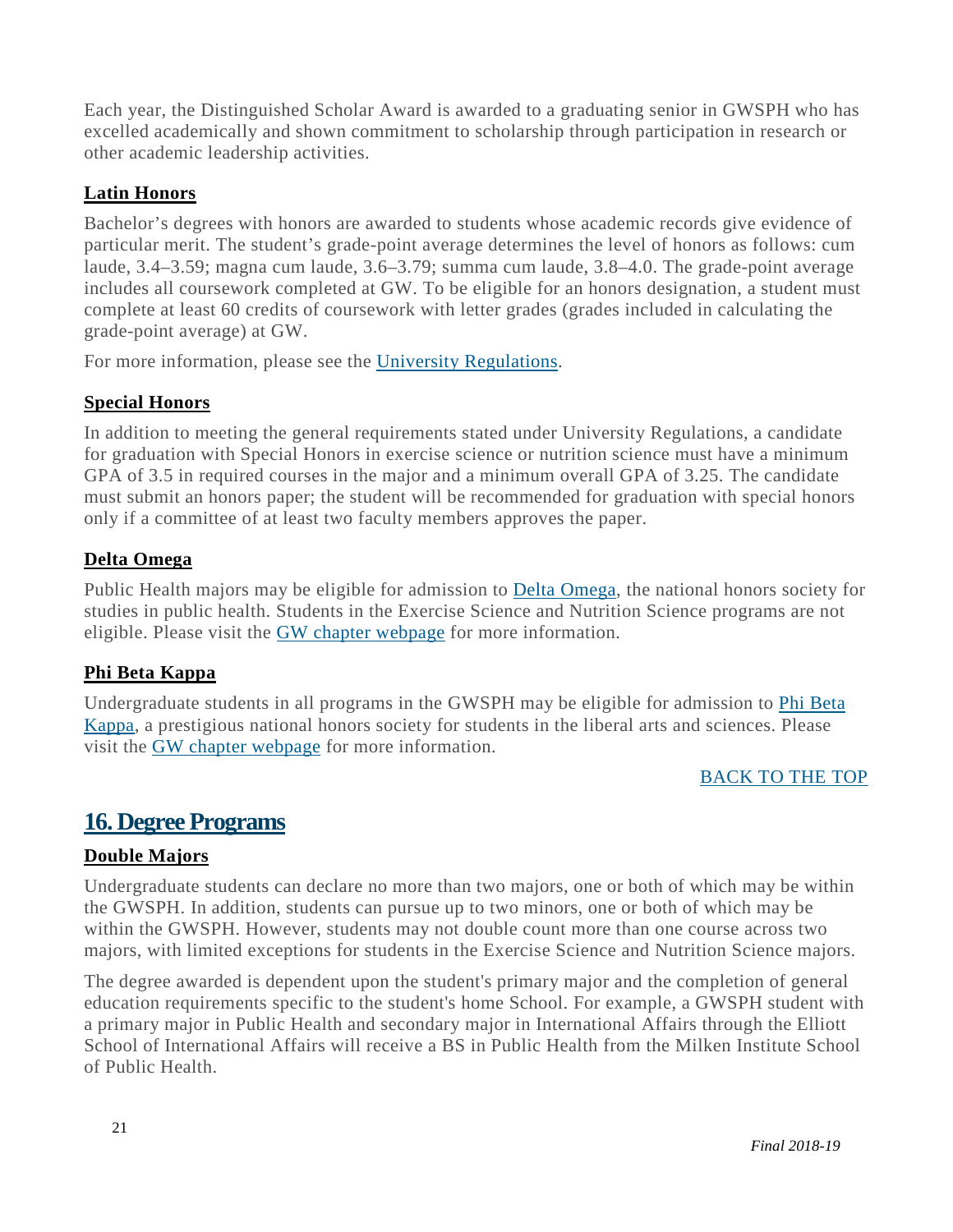Each year, the Distinguished Scholar Award is awarded to a graduating senior in GWSPH who has excelled academically and shown commitment to scholarship through participation in research or other academic leadership activities.

### Latin Honors

Bachelor's degrees with honors are awarded to students whose academic records give evidence of particular merit. The student's grade-point average determines the level of honors as follows: cum laude, 3.4–3.59; magna cum laude, 3.6–3.79; summa cum laude, 3.8–4.0. The grade-point average includes all coursework completed at GW. To be eligible for an honors designation, a student must complete at least 60 credits of coursework with letter grades (grades included in calculating the grade-point average) at GW.

For more information, please see the [University Regulations](#).

### Special Honors

In addition to meeting the general requirements stated under University Regulations, a candidate for graduation with Special Honors in exercise science or nutrition science must have a minimum GPA of 3.5 in required courses in the major and a minimum overall GPA of 3.25. The candidate must submit an honors paper; the student will be recommended for graduation with special honors only if a committee of at least two faculty members approves the paper.

### Delta Omega

Public Health majors may be eligible for admission to [Delta Omega](#), the national honors society for studies in public health. Students in the Exercise Science and Nutrition Science programs are not eligible. Please visit the [GW chapter webpage](#) for more information.

### Phi Beta Kappa

Undergraduate students in all programs in the GWSPH may be eligible for admission to [Phi Beta Kappa](#), a prestigious national honors society for students in the liberal arts and sciences. Please visit the [GW chapter webpage](#) for more information.

[BACK TO THE TOP](#)

## 16. Degree Programs

### Double Majors

Undergraduate students can declare no more than two majors, one or both of which may be within the GWSPH. In addition, students can pursue up to two minors, one or both of which may be within the GWSPH. However, students may not double count more than one course across two majors, with limited exceptions for students in the Exercise Science and Nutrition Science majors.

The degree awarded is dependent upon the student's primary major and the completion of general education requirements specific to the student's home School. For example, a GWSPH student with a primary major in Public Health and secondary major in International Affairs through the Elliott School of International Affairs will receive a BS in Public Health from the Milken Institute School of Public Health.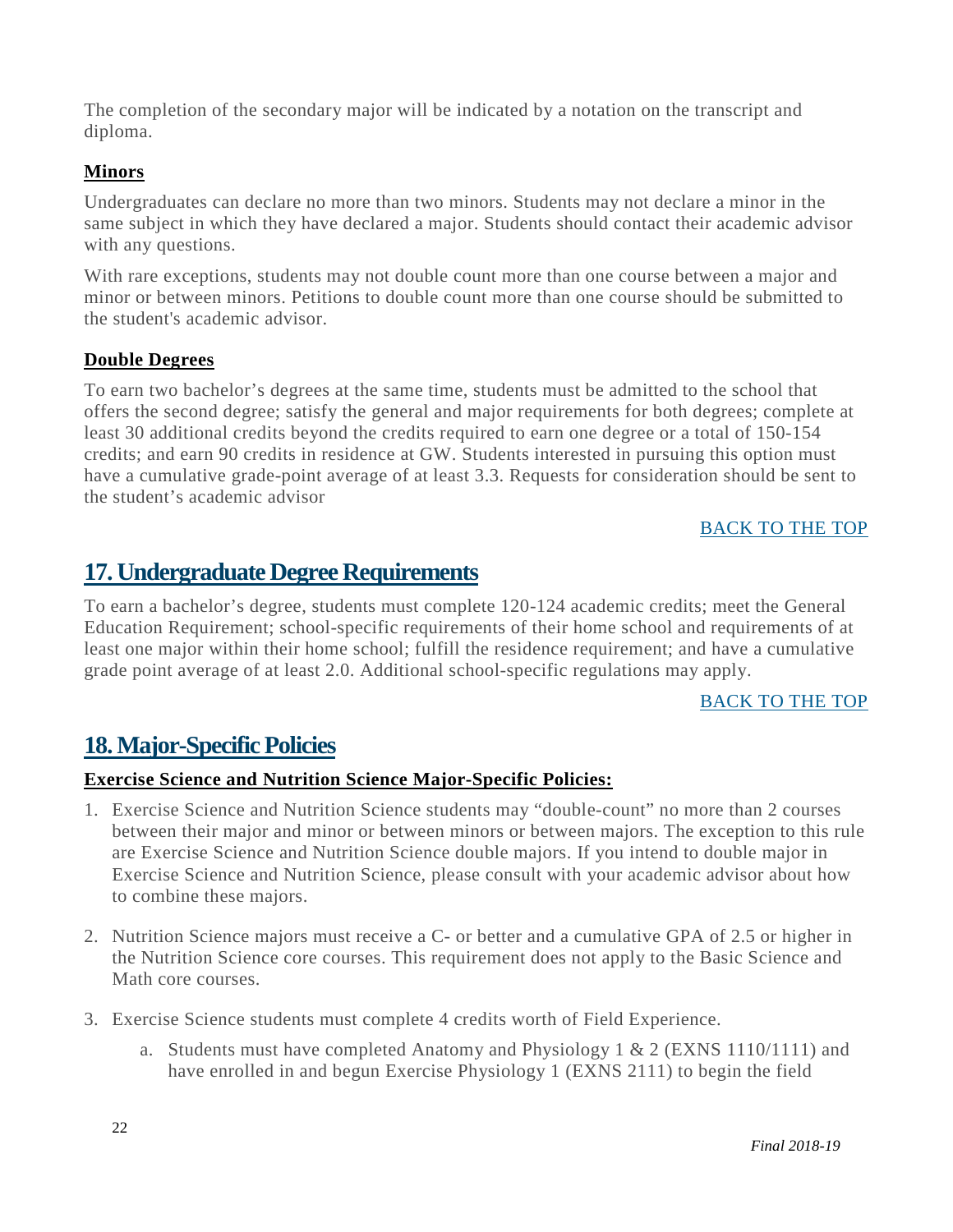The completion of the secondary major will be indicated by a notation on the transcript and diploma.

**Minors**

Undergraduates can declare no more than two minors. Students may not declare a minor in the same subject in which they have declared a major. Students should contact their academic advisor with any questions.

With rare exceptions, students may not double count more than one course between a major and minor or between minors. Petitions to double count more than one course should be submitted to the student's academic advisor.

**Double Degrees**

To earn two bachelor's degrees at the same time, students must be admitted to the school that offers the second degree; satisfy the general and major requirements for both degrees; complete at least 30 additional credits beyond the credits required to earn one degree or a total of 150-154 credits; and earn 90 credits in residence at GW. Students interested in pursuing this option must have a cumulative grade-point average of at least 3.3. Requests for consideration should be sent to the student's academic advisor

BACK TO THE TOP

## 17. Undergraduate Degree Requirements

To earn a bachelor's degree, students must complete 120-124 academic credits; meet the General Education Requirement; school-specific requirements of their home school and requirements of at least one major within their home school; fulfill the residence requirement; and have a cumulative grade point average of at least 2.0. Additional school-specific regulations may apply.

BACK TO THE TOP

## 18. Major-Specific Policies

**Exercise Science and Nutrition Science Major-Specific Policies:**

1. Exercise Science and Nutrition Science students may "double-count" no more than 2 courses between their major and minor or between minors or between majors. The exception to this rule are Exercise Science and Nutrition Science double majors. If you intend to double major in Exercise Science and Nutrition Science, please consult with your academic advisor about how to combine these majors.

2. Nutrition Science majors must receive a C- or better and a cumulative GPA of 2.5 or higher in the Nutrition Science core courses. This requirement does not apply to the Basic Science and Math core courses.

3. Exercise Science students must complete 4 credits worth of Field Experience.

   a. Students must have completed Anatomy and Physiology 1 & 2 (EXNS 1110/1111) and have enrolled in and begun Exercise Physiology 1 (EXNS 2111) to begin the field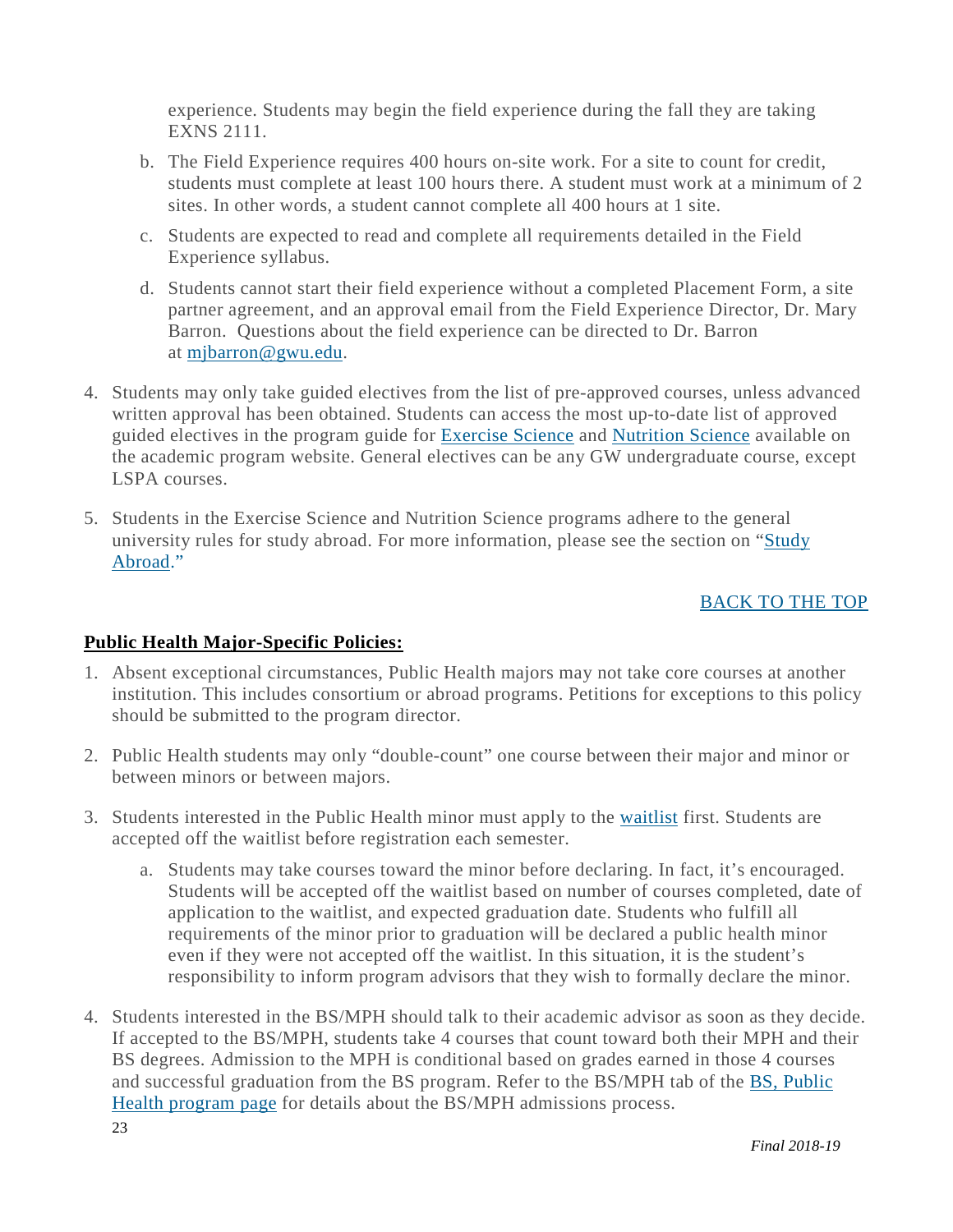experience. Students may begin the field experience during the fall they are taking EXNS 2111.

   b. The Field Experience requires 400 hours on-site work. For a site to count for credit, students must complete at least 100 hours there. A student must work at a minimum of 2 sites. In other words, a student cannot complete all 400 hours at 1 site.

   c. Students are expected to read and complete all requirements detailed in the Field Experience syllabus.

   d. Students cannot start their field experience without a completed Placement Form, a site partner agreement, and an approval email from the Field Experience Director, Dr. Mary Barron. Questions about the field experience can be directed to Dr. Barron at mjbarron@gwu.edu.

4. Students may only take guided electives from the list of pre-approved courses, unless advanced written approval has been obtained. Students can access the most up-to-date list of approved guided electives in the program guide for Exercise Science and Nutrition Science available on the academic program website. General electives can be any GW undergraduate course, except LSPA courses.

5. Students in the Exercise Science and Nutrition Science programs adhere to the general university rules for study abroad. For more information, please see the section on "Study Abroad."

BACK TO THE TOP

**Public Health Major-Specific Policies:**

1. Absent exceptional circumstances, Public Health majors may not take core courses at another institution. This includes consortium or abroad programs. Petitions for exceptions to this policy should be submitted to the program director.

2. Public Health students may only "double-count" one course between their major and minor or between minors or between majors.

3. Students interested in the Public Health minor must apply to the waitlist first. Students are accepted off the waitlist before registration each semester.

   a. Students may take courses toward the minor before declaring. In fact, it's encouraged. Students will be accepted off the waitlist based on number of courses completed, date of application to the waitlist, and expected graduation date. Students who fulfill all requirements of the minor prior to graduation will be declared a public health minor even if they were not accepted off the waitlist. In this situation, it is the student's responsibility to inform program advisors that they wish to formally declare the minor.

4. Students interested in the BS/MPH should talk to their academic advisor as soon as they decide. If accepted to the BS/MPH, students take 4 courses that count toward both their MPH and their BS degrees. Admission to the MPH is conditional based on grades earned in those 4 courses and successful graduation from the BS program. Refer to the BS/MPH tab of the BS, Public Health program page for details about the BS/MPH admissions process.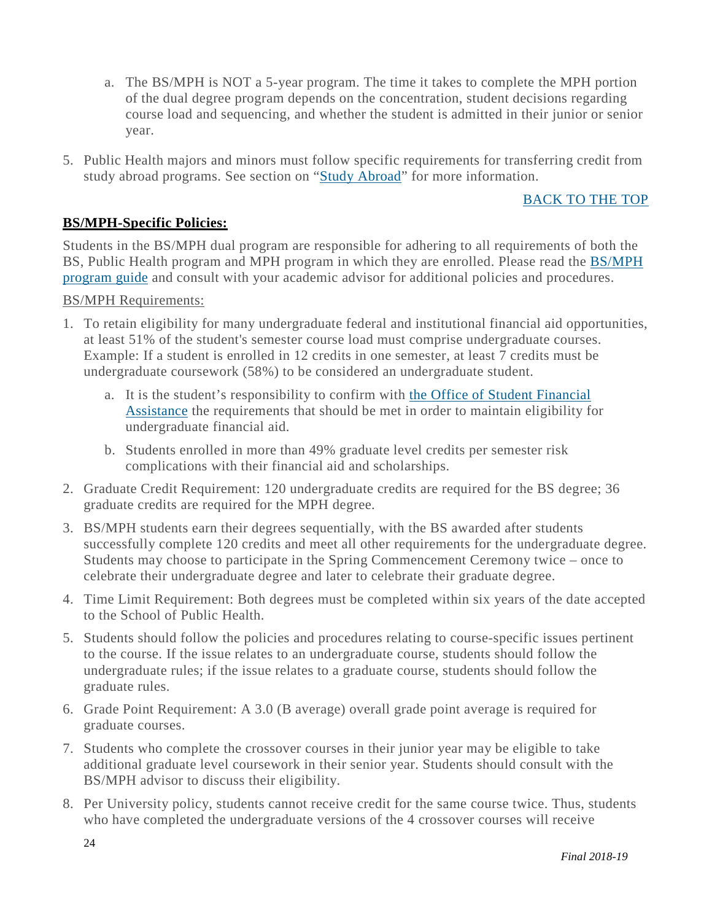a. The BS/MPH is NOT a 5-year program. The time it takes to complete the MPH portion of the dual degree program depends on the concentration, student decisions regarding course load and sequencing, and whether the student is admitted in their junior or senior year.

5. Public Health majors and minors must follow specific requirements for transferring credit from study abroad programs. See section on "Study Abroad" for more information.

BACK TO THE TOP

**BS/MPH-Specific Policies:**

Students in the BS/MPH dual program are responsible for adhering to all requirements of both the BS, Public Health program and MPH program in which they are enrolled. Please read the BS/MPH program guide and consult with your academic advisor for additional policies and procedures.

BS/MPH Requirements:

1. To retain eligibility for many undergraduate federal and institutional financial aid opportunities, at least 51% of the student's semester course load must comprise undergraduate courses. Example: If a student is enrolled in 12 credits in one semester, at least 7 credits must be undergraduate coursework (58%) to be considered an undergraduate student.
   a. It is the student's responsibility to confirm with the Office of Student Financial Assistance the requirements that should be met in order to maintain eligibility for undergraduate financial aid.
   b. Students enrolled in more than 49% graduate level credits per semester risk complications with their financial aid and scholarships.
2. Graduate Credit Requirement: 120 undergraduate credits are required for the BS degree; 36 graduate credits are required for the MPH degree.
3. BS/MPH students earn their degrees sequentially, with the BS awarded after students successfully complete 120 credits and meet all other requirements for the undergraduate degree. Students may choose to participate in the Spring Commencement Ceremony twice – once to celebrate their undergraduate degree and later to celebrate their graduate degree.
4. Time Limit Requirement: Both degrees must be completed within six years of the date accepted to the School of Public Health.
5. Students should follow the policies and procedures relating to course-specific issues pertinent to the course. If the issue relates to an undergraduate course, students should follow the undergraduate rules; if the issue relates to a graduate course, students should follow the graduate rules.
6. Grade Point Requirement: A 3.0 (B average) overall grade point average is required for graduate courses.
7. Students who complete the crossover courses in their junior year may be eligible to take additional graduate level coursework in their senior year. Students should consult with the BS/MPH advisor to discuss their eligibility.
8. Per University policy, students cannot receive credit for the same course twice. Thus, students who have completed the undergraduate versions of the 4 crossover courses will receive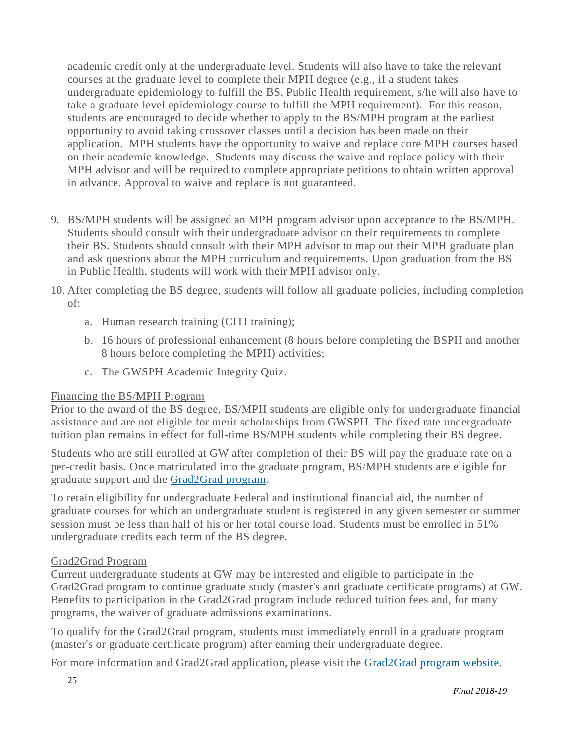academic credit only at the undergraduate level. Students will also have to take the relevant courses at the graduate level to complete their MPH degree (e.g., if a student takes undergraduate epidemiology to fulfill the BS, Public Health requirement, s/he will also have to take a graduate level epidemiology course to fulfill the MPH requirement). For this reason, students are encouraged to decide whether to apply to the BS/MPH program at the earliest opportunity to avoid taking crossover classes until a decision has been made on their application. MPH students have the opportunity to waive and replace core MPH courses based on their academic knowledge. Students may discuss the waive and replace policy with their MPH advisor and will be required to complete appropriate petitions to obtain written approval in advance. Approval to waive and replace is not guaranteed.

9. BS/MPH students will be assigned an MPH program advisor upon acceptance to the BS/MPH. Students should consult with their undergraduate advisor on their requirements to complete their BS. Students should consult with their MPH advisor to map out their MPH graduate plan and ask questions about the MPH curriculum and requirements. Upon graduation from the BS in Public Health, students will work with their MPH advisor only.
10. After completing the BS degree, students will follow all graduate policies, including completion of:
    a. Human research training (CITI training);
    b. 16 hours of professional enhancement (8 hours before completing the BSPH and another 8 hours before completing the MPH) activities;
    c. The GWSPH Academic Integrity Quiz.

Financing the BS/MPH Program

Prior to the award of the BS degree, BS/MPH students are eligible only for undergraduate financial assistance and are not eligible for merit scholarships from GWSPH. The fixed rate undergraduate tuition plan remains in effect for full-time BS/MPH students while completing their BS degree.

Students who are still enrolled at GW after completion of their BS will pay the graduate rate on a per-credit basis. Once matriculated into the graduate program, BS/MPH students are eligible for graduate support and the Grad2Grad program.

To retain eligibility for undergraduate Federal and institutional financial aid, the number of graduate courses for which an undergraduate student is registered in any given semester or summer session must be less than half of his or her total course load. Students must be enrolled in 51% undergraduate credits each term of the BS degree.

Grad2Grad Program

Current undergraduate students at GW may be interested and eligible to participate in the Grad2Grad program to continue graduate study (master's and graduate certificate programs) at GW. Benefits to participation in the Grad2Grad program include reduced tuition fees and, for many programs, the waiver of graduate admissions examinations.

To qualify for the Grad2Grad program, students must immediately enroll in a graduate program (master's or graduate certificate program) after earning their undergraduate degree.

For more information and Grad2Grad application, please visit the Grad2Grad program website.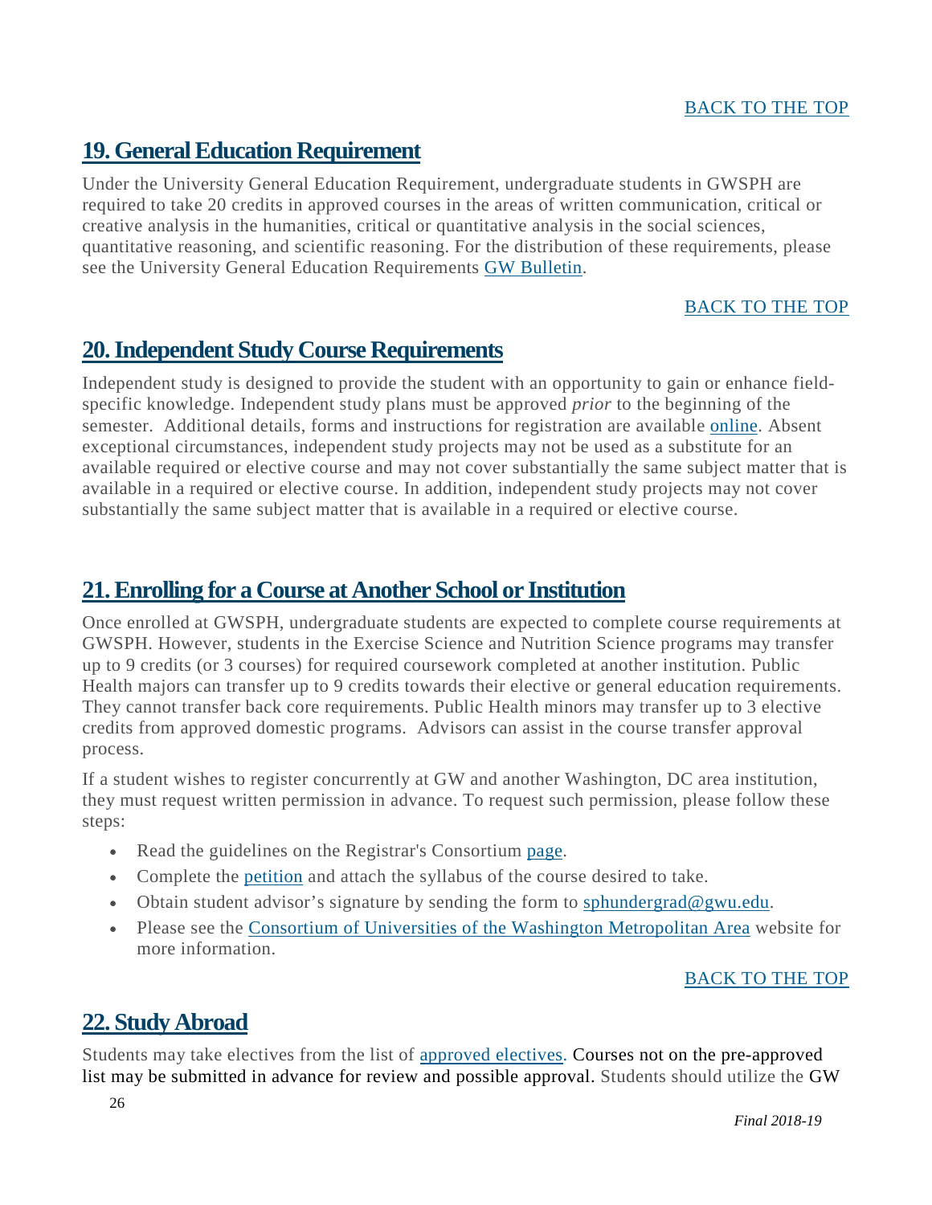[BACK TO THE TOP]

## 19. General Education Requirement

Under the University General Education Requirement, undergraduate students in GWSPH are required to take 20 credits in approved courses in the areas of written communication, critical or creative analysis in the humanities, critical or quantitative analysis in the social sciences, quantitative reasoning, and scientific reasoning. For the distribution of these requirements, please see the University General Education Requirements GW Bulletin.

[BACK TO THE TOP]

## 20. Independent Study Course Requirements

Independent study is designed to provide the student with an opportunity to gain or enhance field-specific knowledge. Independent study plans must be approved *prior* to the beginning of the semester. Additional details, forms and instructions for registration are available online. Absent exceptional circumstances, independent study projects may not be used as a substitute for an available required or elective course and may not cover substantially the same subject matter that is available in a required or elective course. In addition, independent study projects may not cover substantially the same subject matter that is available in a required or elective course.

## 21. Enrolling for a Course at Another School or Institution

Once enrolled at GWSPH, undergraduate students are expected to complete course requirements at GWSPH. However, students in the Exercise Science and Nutrition Science programs may transfer up to 9 credits (or 3 courses) for required coursework completed at another institution. Public Health majors can transfer up to 9 credits towards their elective or general education requirements. They cannot transfer back core requirements. Public Health minors may transfer up to 3 elective credits from approved domestic programs. Advisors can assist in the course transfer approval process.

If a student wishes to register concurrently at GW and another Washington, DC area institution, they must request written permission in advance. To request such permission, please follow these steps:

- Read the guidelines on the Registrar's Consortium page.
- Complete the petition and attach the syllabus of the course desired to take.
- Obtain student advisor's signature by sending the form to sphundergrad@gwu.edu.
- Please see the Consortium of Universities of the Washington Metropolitan Area website for more information.

[BACK TO THE TOP]

## 22. Study Abroad

Students may take electives from the list of approved electives. Courses not on the pre-approved list may be submitted in advance for review and possible approval. Students should utilize the GW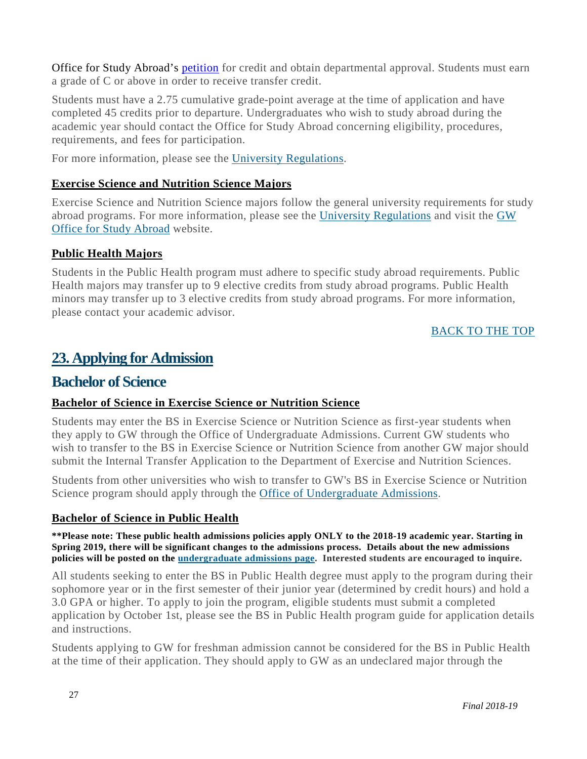Office for Study Abroad's petition for credit and obtain departmental approval. Students must earn a grade of C or above in order to receive transfer credit.

Students must have a 2.75 cumulative grade-point average at the time of application and have completed 45 credits prior to departure. Undergraduates who wish to study abroad during the academic year should contact the Office for Study Abroad concerning eligibility, procedures, requirements, and fees for participation.

For more information, please see the University Regulations.

**Exercise Science and Nutrition Science Majors**

Exercise Science and Nutrition Science majors follow the general university requirements for study abroad programs. For more information, please see the University Regulations and visit the GW Office for Study Abroad website.

**Public Health Majors**

Students in the Public Health program must adhere to specific study abroad requirements. Public Health majors may transfer up to 9 elective credits from study abroad programs. Public Health minors may transfer up to 3 elective credits from study abroad programs. For more information, please contact your academic advisor.

BACK TO THE TOP

# 23. Applying for Admission

## Bachelor of Science

**Bachelor of Science in Exercise Science or Nutrition Science**

Students may enter the BS in Exercise Science or Nutrition Science as first-year students when they apply to GW through the Office of Undergraduate Admissions. Current GW students who wish to transfer to the BS in Exercise Science or Nutrition Science from another GW major should submit the Internal Transfer Application to the Department of Exercise and Nutrition Sciences.

Students from other universities who wish to transfer to GW's BS in Exercise Science or Nutrition Science program should apply through the Office of Undergraduate Admissions.

**Bachelor of Science in Public Health**

**\*\*Please note: These public health admissions policies apply ONLY to the 2018-19 academic year. Starting in Spring 2019, there will be significant changes to the admissions process. Details about the new admissions policies will be posted on the undergraduate admissions page. Interested students are encouraged to inquire.**

All students seeking to enter the BS in Public Health degree must apply to the program during their sophomore year or in the first semester of their junior year (determined by credit hours) and hold a 3.0 GPA or higher. To apply to join the program, eligible students must submit a completed application by October 1st, please see the BS in Public Health program guide for application details and instructions.

Students applying to GW for freshman admission cannot be considered for the BS in Public Health at the time of their application. They should apply to GW as an undeclared major through the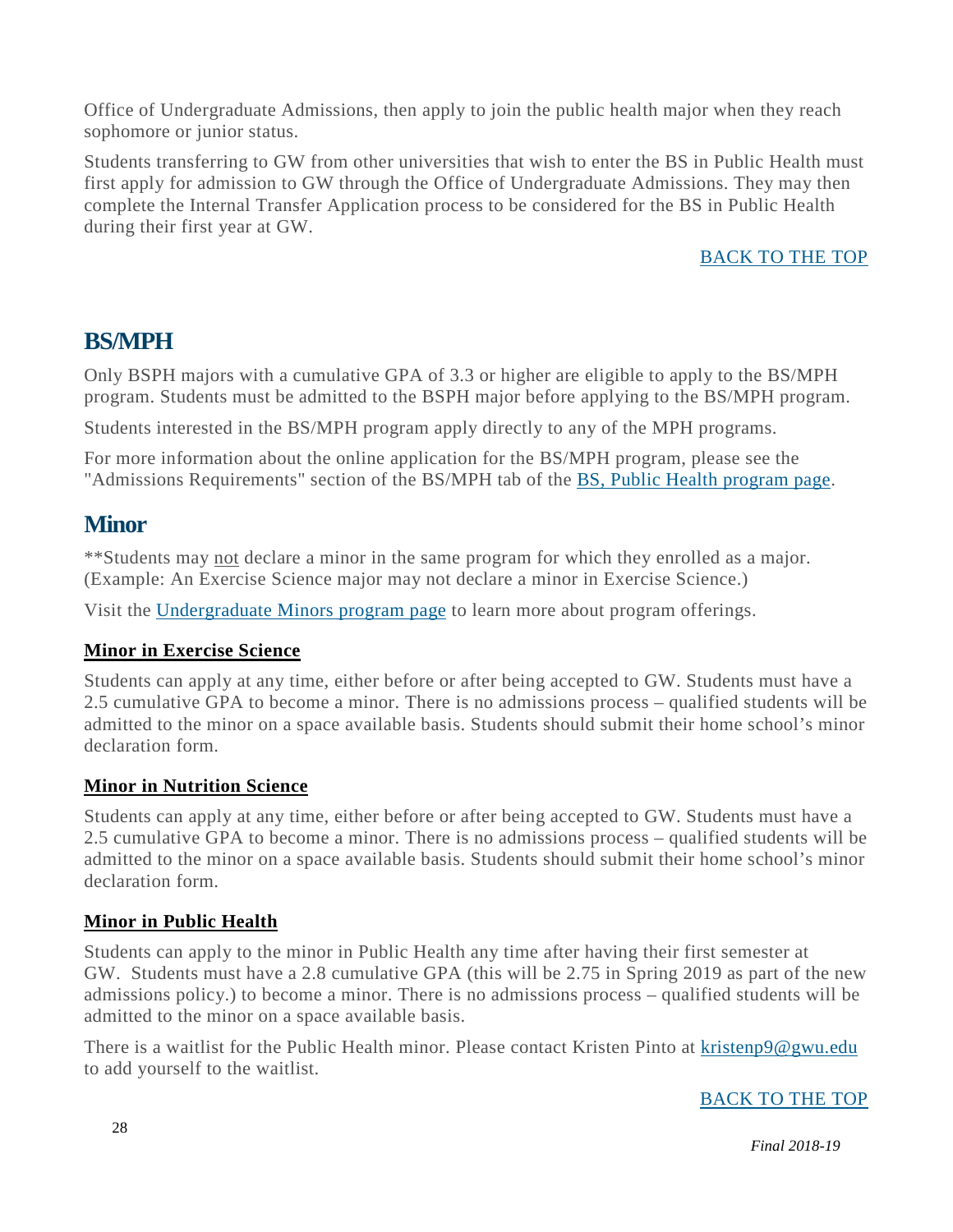Office of Undergraduate Admissions, then apply to join the public health major when they reach sophomore or junior status.

Students transferring to GW from other universities that wish to enter the BS in Public Health must first apply for admission to GW through the Office of Undergraduate Admissions. They may then complete the Internal Transfer Application process to be considered for the BS in Public Health during their first year at GW.

BACK TO THE TOP

## BS/MPH

Only BSPH majors with a cumulative GPA of 3.3 or higher are eligible to apply to the BS/MPH program. Students must be admitted to the BSPH major before applying to the BS/MPH program.

Students interested in the BS/MPH program apply directly to any of the MPH programs.

For more information about the online application for the BS/MPH program, please see the "Admissions Requirements" section of the BS/MPH tab of the BS, Public Health program page.

## Minor

**Students may not declare a minor in the same program for which they enrolled as a major. (Example: An Exercise Science major may not declare a minor in Exercise Science.)

Visit the Undergraduate Minors program page to learn more about program offerings.

### Minor in Exercise Science

Students can apply at any time, either before or after being accepted to GW. Students must have a 2.5 cumulative GPA to become a minor. There is no admissions process – qualified students will be admitted to the minor on a space available basis. Students should submit their home school's minor declaration form.

### Minor in Nutrition Science

Students can apply at any time, either before or after being accepted to GW. Students must have a 2.5 cumulative GPA to become a minor. There is no admissions process – qualified students will be admitted to the minor on a space available basis. Students should submit their home school's minor declaration form.

### Minor in Public Health

Students can apply to the minor in Public Health any time after having their first semester at GW. Students must have a 2.8 cumulative GPA (this will be 2.75 in Spring 2019 as part of the new admissions policy.) to become a minor. There is no admissions process – qualified students will be admitted to the minor on a space available basis.

There is a waitlist for the Public Health minor. Please contact Kristen Pinto at kristenp9@gwu.edu to add yourself to the waitlist.

BACK TO THE TOP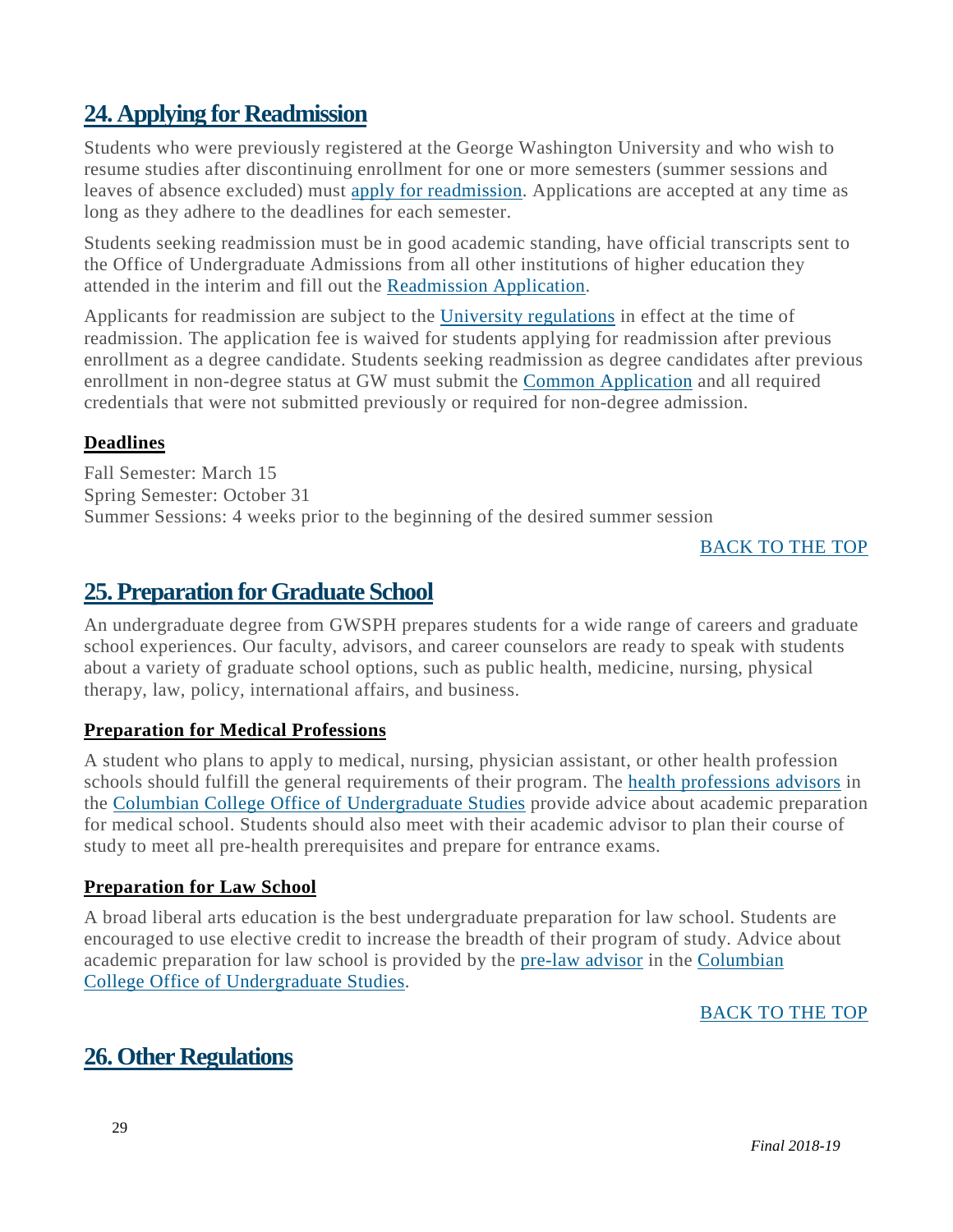## 24. Applying for Readmission

Students who were previously registered at the George Washington University and who wish to resume studies after discontinuing enrollment for one or more semesters (summer sessions and leaves of absence excluded) must apply for readmission. Applications are accepted at any time as long as they adhere to the deadlines for each semester.

Students seeking readmission must be in good academic standing, have official transcripts sent to the Office of Undergraduate Admissions from all other institutions of higher education they attended in the interim and fill out the Readmission Application.

Applicants for readmission are subject to the University regulations in effect at the time of readmission. The application fee is waived for students applying for readmission after previous enrollment as a degree candidate. Students seeking readmission as degree candidates after previous enrollment in non-degree status at GW must submit the Common Application and all required credentials that were not submitted previously or required for non-degree admission.

### Deadlines

Fall Semester: March 15
Spring Semester: October 31
Summer Sessions: 4 weeks prior to the beginning of the desired summer session

BACK TO THE TOP

## 25. Preparation for Graduate School

An undergraduate degree from GWSPH prepares students for a wide range of careers and graduate school experiences. Our faculty, advisors, and career counselors are ready to speak with students about a variety of graduate school options, such as public health, medicine, nursing, physical therapy, law, policy, international affairs, and business.

### Preparation for Medical Professions

A student who plans to apply to medical, nursing, physician assistant, or other health profession schools should fulfill the general requirements of their program. The health professions advisors in the Columbian College Office of Undergraduate Studies provide advice about academic preparation for medical school. Students should also meet with their academic advisor to plan their course of study to meet all pre-health prerequisites and prepare for entrance exams.

### Preparation for Law School

A broad liberal arts education is the best undergraduate preparation for law school. Students are encouraged to use elective credit to increase the breadth of their program of study. Advice about academic preparation for law school is provided by the pre-law advisor in the Columbian College Office of Undergraduate Studies.

BACK TO THE TOP

## 26. Other Regulations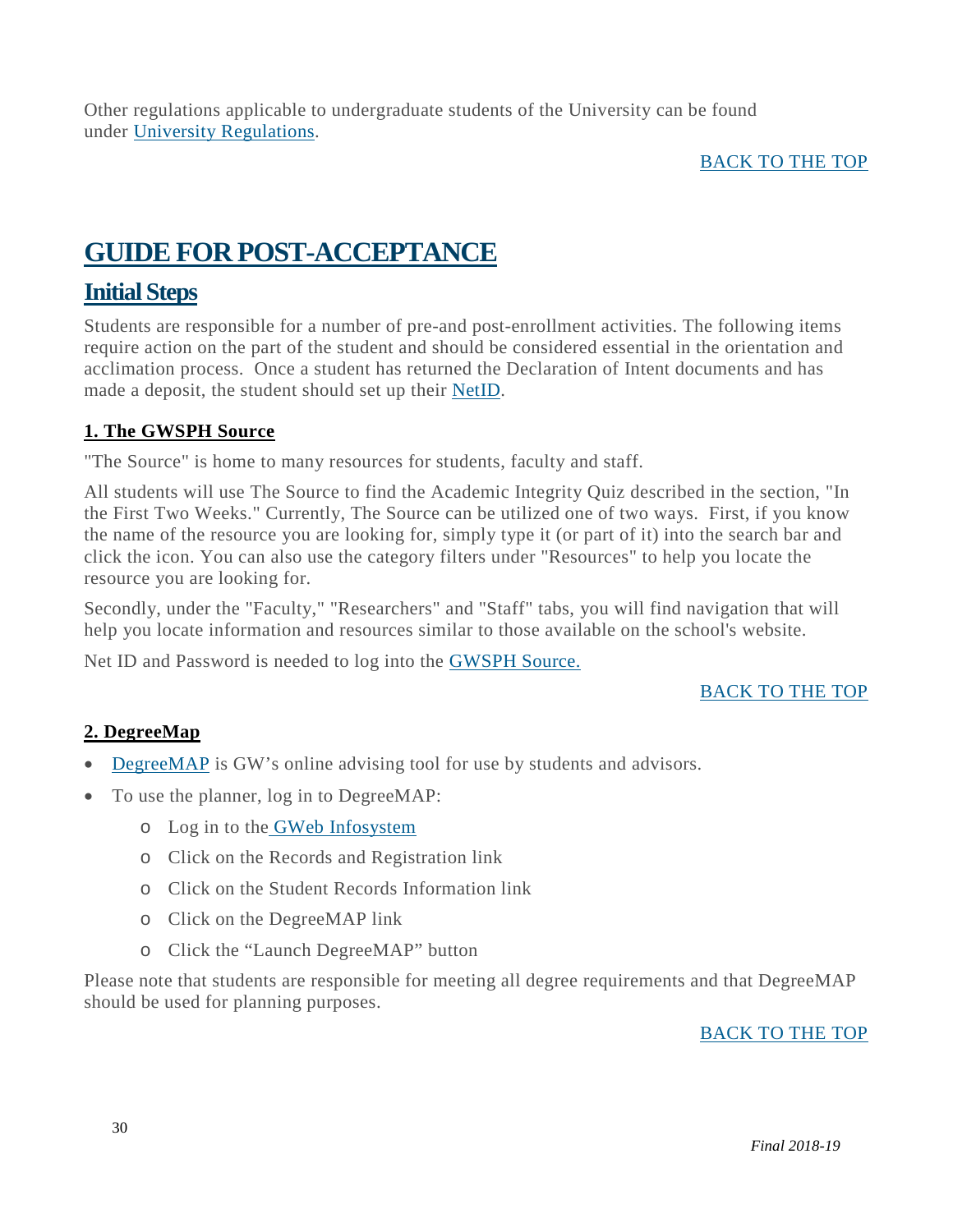Other regulations applicable to undergraduate students of the University can be found under University Regulations.

BACK TO THE TOP

# GUIDE FOR POST-ACCEPTANCE

## Initial Steps

Students are responsible for a number of pre-and post-enrollment activities. The following items require action on the part of the student and should be considered essential in the orientation and acclimation process. Once a student has returned the Declaration of Intent documents and has made a deposit, the student should set up their NetID.

### 1. The GWSPH Source

"The Source" is home to many resources for students, faculty and staff.

All students will use The Source to find the Academic Integrity Quiz described in the section, "In the First Two Weeks." Currently, The Source can be utilized one of two ways. First, if you know the name of the resource you are looking for, simply type it (or part of it) into the search bar and click the icon. You can also use the category filters under "Resources" to help you locate the resource you are looking for.

Secondly, under the "Faculty," "Researchers" and "Staff" tabs, you will find navigation that will help you locate information and resources similar to those available on the school's website.

Net ID and Password is needed to log into the GWSPH Source.

BACK TO THE TOP

### 2. DegreeMap

- DegreeMAP is GW's online advising tool for use by students and advisors.
- To use the planner, log in to DegreeMAP:
  - Log in to the GWeb Infosystem
  - Click on the Records and Registration link
  - Click on the Student Records Information link
  - Click on the DegreeMAP link
  - Click the "Launch DegreeMAP" button

Please note that students are responsible for meeting all degree requirements and that DegreeMAP should be used for planning purposes.

BACK TO THE TOP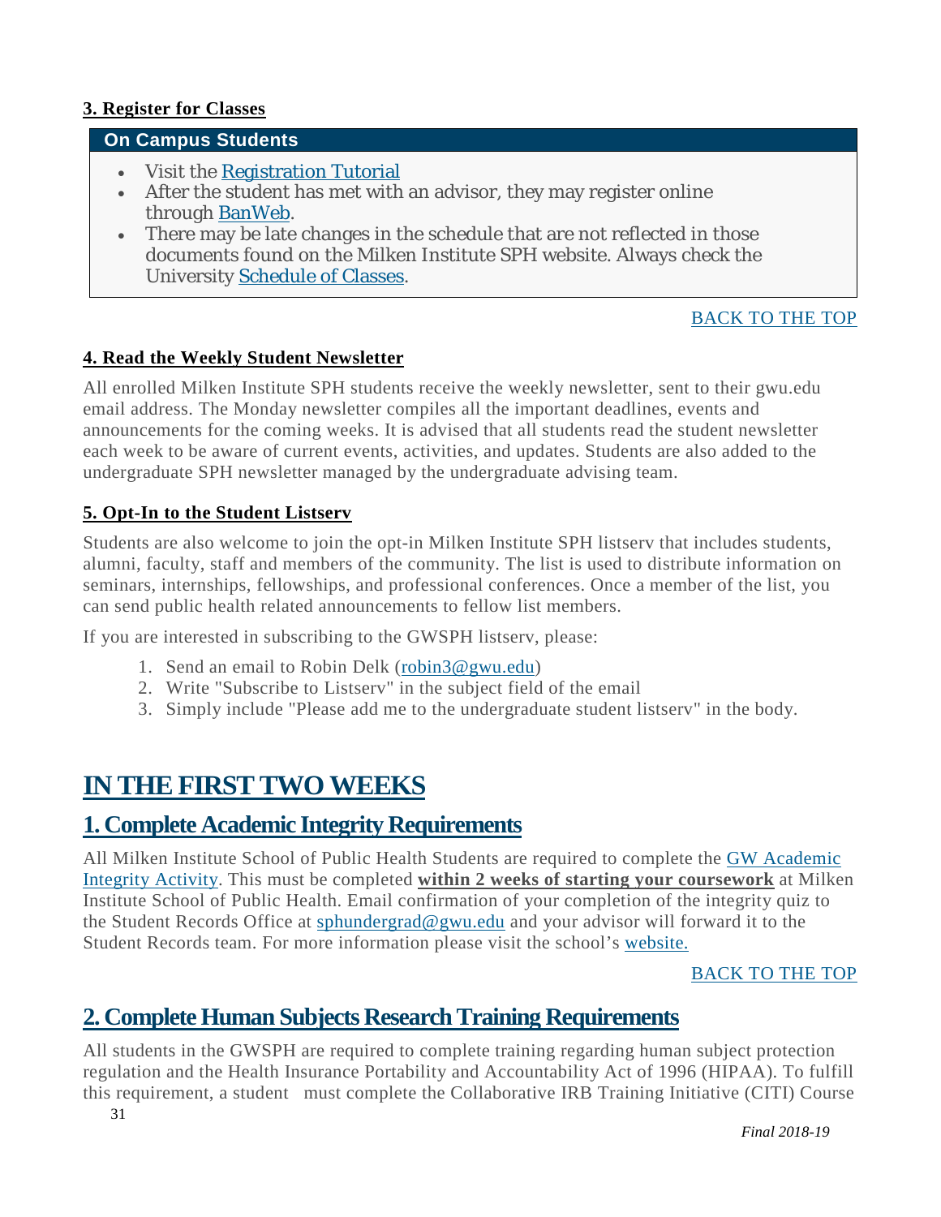### 3. Register for Classes

**On Campus Students**

- Visit the Registration Tutorial
- After the student has met with an advisor, they may register online through BanWeb.
- There may be late changes in the schedule that are not reflected in those documents found on the Milken Institute SPH website. Always check the University Schedule of Classes.

BACK TO THE TOP

### 4. Read the Weekly Student Newsletter

All enrolled Milken Institute SPH students receive the weekly newsletter, sent to their gwu.edu email address. The Monday newsletter compiles all the important deadlines, events and announcements for the coming weeks. It is advised that all students read the student newsletter each week to be aware of current events, activities, and updates. Students are also added to the undergraduate SPH newsletter managed by the undergraduate advising team.

### 5. Opt-In to the Student Listserv

Students are also welcome to join the opt-in Milken Institute SPH listserv that includes students, alumni, faculty, staff and members of the community. The list is used to distribute information on seminars, internships, fellowships, and professional conferences. Once a member of the list, you can send public health related announcements to fellow list members.

If you are interested in subscribing to the GWSPH listserv, please:

1. Send an email to Robin Delk (robin3@gwu.edu)
2. Write "Subscribe to Listserv" in the subject field of the email
3. Simply include "Please add me to the undergraduate student listserv" in the body.

# IN THE FIRST TWO WEEKS

## 1. Complete Academic Integrity Requirements

All Milken Institute School of Public Health Students are required to complete the GW Academic Integrity Activity. This must be completed **within 2 weeks of starting your coursework** at Milken Institute School of Public Health. Email confirmation of your completion of the integrity quiz to the Student Records Office at sphundergrad@gwu.edu and your advisor will forward it to the Student Records team. For more information please visit the school's website.

BACK TO THE TOP

## 2. Complete Human Subjects Research Training Requirements

All students in the GWSPH are required to complete training regarding human subject protection regulation and the Health Insurance Portability and Accountability Act of 1996 (HIPAA). To fulfill this requirement, a student must complete the Collaborative IRB Training Initiative (CITI) Course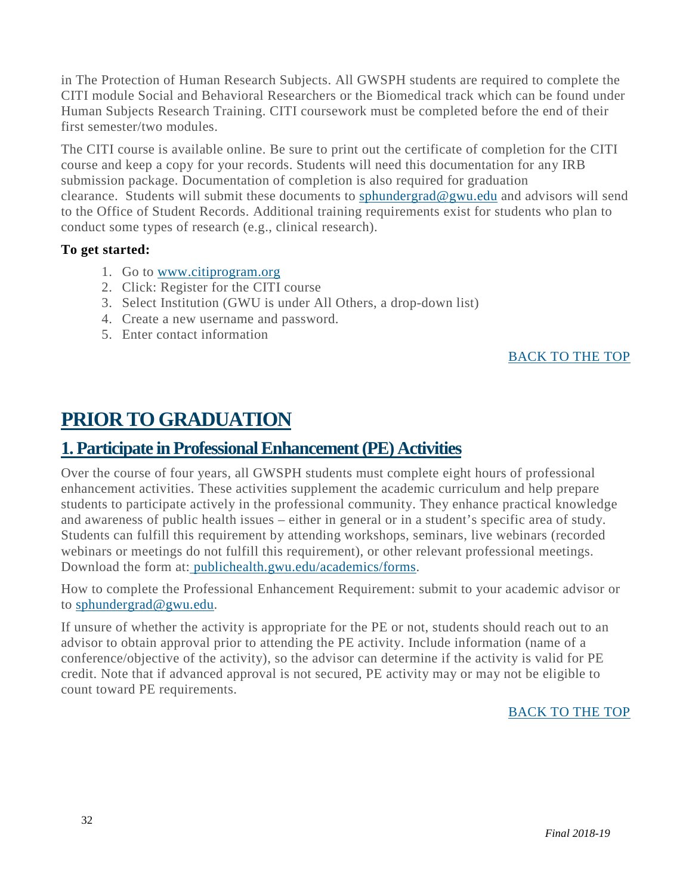in The Protection of Human Research Subjects. All GWSPH students are required to complete the CITI module Social and Behavioral Researchers or the Biomedical track which can be found under Human Subjects Research Training. CITI coursework must be completed before the end of their first semester/two modules.

The CITI course is available online. Be sure to print out the certificate of completion for the CITI course and keep a copy for your records. Students will need this documentation for any IRB submission package. Documentation of completion is also required for graduation clearance. Students will submit these documents to sphundergrad@gwu.edu and advisors will send to the Office of Student Records. Additional training requirements exist for students who plan to conduct some types of research (e.g., clinical research).

**To get started:**

1. Go to www.citiprogram.org
2. Click: Register for the CITI course
3. Select Institution (GWU is under All Others, a drop-down list)
4. Create a new username and password.
5. Enter contact information

BACK TO THE TOP

# PRIOR TO GRADUATION

## 1. Participate in Professional Enhancement (PE) Activities

Over the course of four years, all GWSPH students must complete eight hours of professional enhancement activities. These activities supplement the academic curriculum and help prepare students to participate actively in the professional community. They enhance practical knowledge and awareness of public health issues – either in general or in a student's specific area of study. Students can fulfill this requirement by attending workshops, seminars, live webinars (recorded webinars or meetings do not fulfill this requirement), or other relevant professional meetings. Download the form at: publichealth.gwu.edu/academics/forms.

How to complete the Professional Enhancement Requirement: submit to your academic advisor or to sphundergrad@gwu.edu.

If unsure of whether the activity is appropriate for the PE or not, students should reach out to an advisor to obtain approval prior to attending the PE activity. Include information (name of a conference/objective of the activity), so the advisor can determine if the activity is valid for PE credit. Note that if advanced approval is not secured, PE activity may or may not be eligible to count toward PE requirements.

BACK TO THE TOP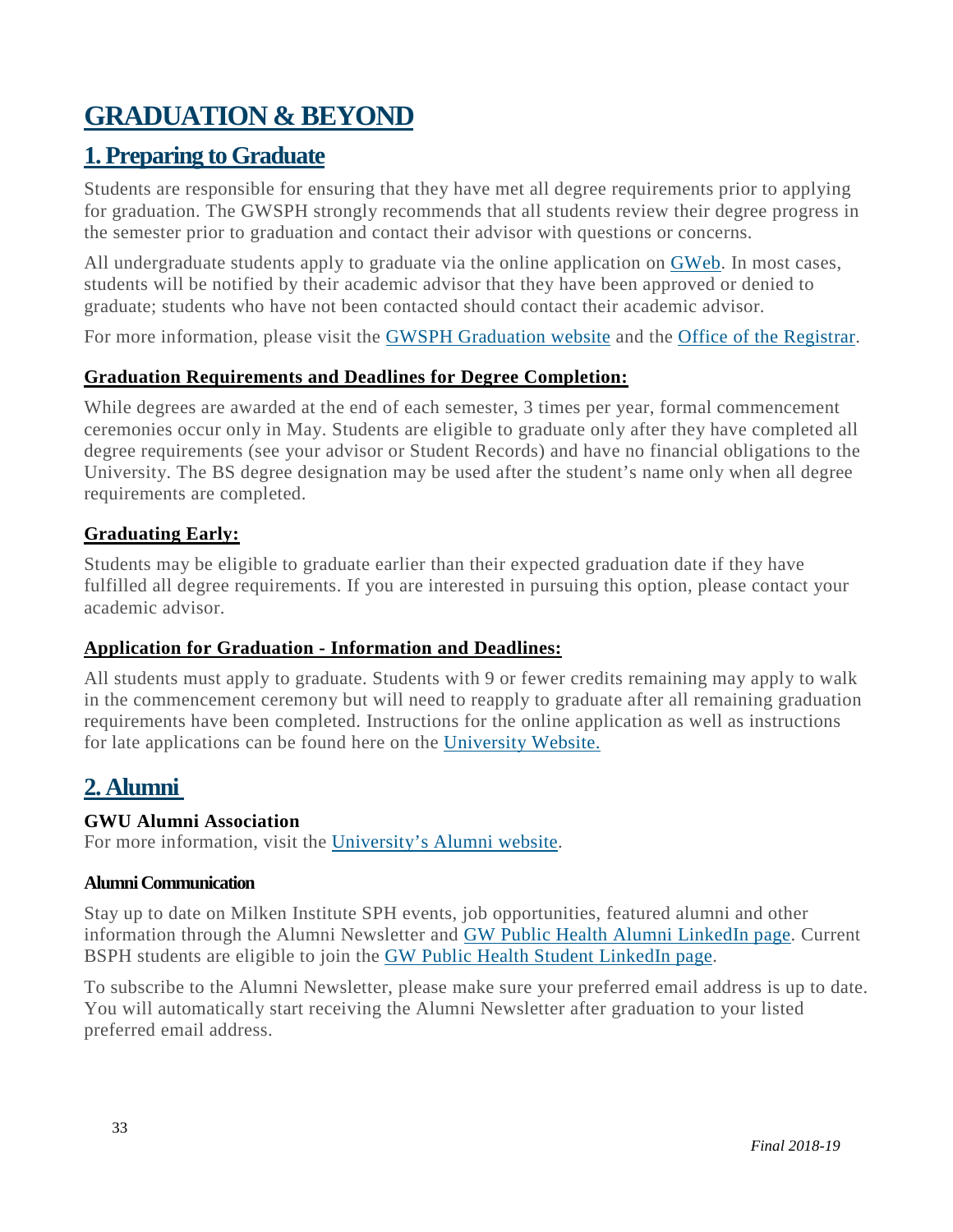# GRADUATION & BEYOND

## 1. Preparing to Graduate

Students are responsible for ensuring that they have met all degree requirements prior to applying for graduation. The GWSPH strongly recommends that all students review their degree progress in the semester prior to graduation and contact their advisor with questions or concerns.

All undergraduate students apply to graduate via the online application on GWeb. In most cases, students will be notified by their academic advisor that they have been approved or denied to graduate; students who have not been contacted should contact their academic advisor.

For more information, please visit the GWSPH Graduation website and the Office of the Registrar.

### Graduation Requirements and Deadlines for Degree Completion:

While degrees are awarded at the end of each semester, 3 times per year, formal commencement ceremonies occur only in May. Students are eligible to graduate only after they have completed all degree requirements (see your advisor or Student Records) and have no financial obligations to the University. The BS degree designation may be used after the student's name only when all degree requirements are completed.

### Graduating Early:

Students may be eligible to graduate earlier than their expected graduation date if they have fulfilled all degree requirements. If you are interested in pursuing this option, please contact your academic advisor.

### Application for Graduation - Information and Deadlines:

All students must apply to graduate. Students with 9 or fewer credits remaining may apply to walk in the commencement ceremony but will need to reapply to graduate after all remaining graduation requirements have been completed. Instructions for the online application as well as instructions for late applications can be found here on the University Website.

## 2. Alumni

**GWU Alumni Association**
For more information, visit the University's Alumni website.

**Alumni Communication**

Stay up to date on Milken Institute SPH events, job opportunities, featured alumni and other information through the Alumni Newsletter and GW Public Health Alumni LinkedIn page. Current BSPH students are eligible to join the GW Public Health Student LinkedIn page.

To subscribe to the Alumni Newsletter, please make sure your preferred email address is up to date. You will automatically start receiving the Alumni Newsletter after graduation to your listed preferred email address.

*Final 2018-19*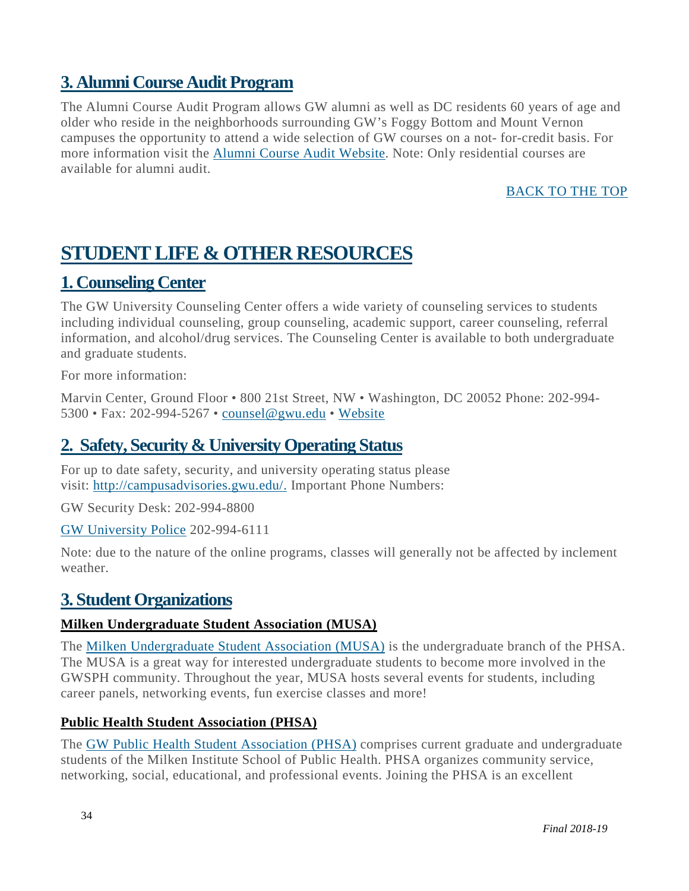## 3. Alumni Course Audit Program

The Alumni Course Audit Program allows GW alumni as well as DC residents 60 years of age and older who reside in the neighborhoods surrounding GW's Foggy Bottom and Mount Vernon campuses the opportunity to attend a wide selection of GW courses on a not- for-credit basis. For more information visit the Alumni Course Audit Website. Note: Only residential courses are available for alumni audit.

BACK TO THE TOP

# STUDENT LIFE & OTHER RESOURCES

## 1. Counseling Center

The GW University Counseling Center offers a wide variety of counseling services to students including individual counseling, group counseling, academic support, career counseling, referral information, and alcohol/drug services. The Counseling Center is available to both undergraduate and graduate students.

For more information:

Marvin Center, Ground Floor • 800 21st Street, NW • Washington, DC 20052 Phone: 202-994-5300 • Fax: 202-994-5267 • counsel@gwu.edu • Website

## 2. Safety, Security & University Operating Status

For up to date safety, security, and university operating status please visit: http://campusadvisories.gwu.edu/. Important Phone Numbers:

GW Security Desk: 202-994-8800

GW University Police 202-994-6111

Note: due to the nature of the online programs, classes will generally not be affected by inclement weather.

## 3. Student Organizations

### Milken Undergraduate Student Association (MUSA)

The Milken Undergraduate Student Association (MUSA) is the undergraduate branch of the PHSA. The MUSA is a great way for interested undergraduate students to become more involved in the GWSPH community. Throughout the year, MUSA hosts several events for students, including career panels, networking events, fun exercise classes and more!

### Public Health Student Association (PHSA)

The GW Public Health Student Association (PHSA) comprises current graduate and undergraduate students of the Milken Institute School of Public Health. PHSA organizes community service, networking, social, educational, and professional events. Joining the PHSA is an excellent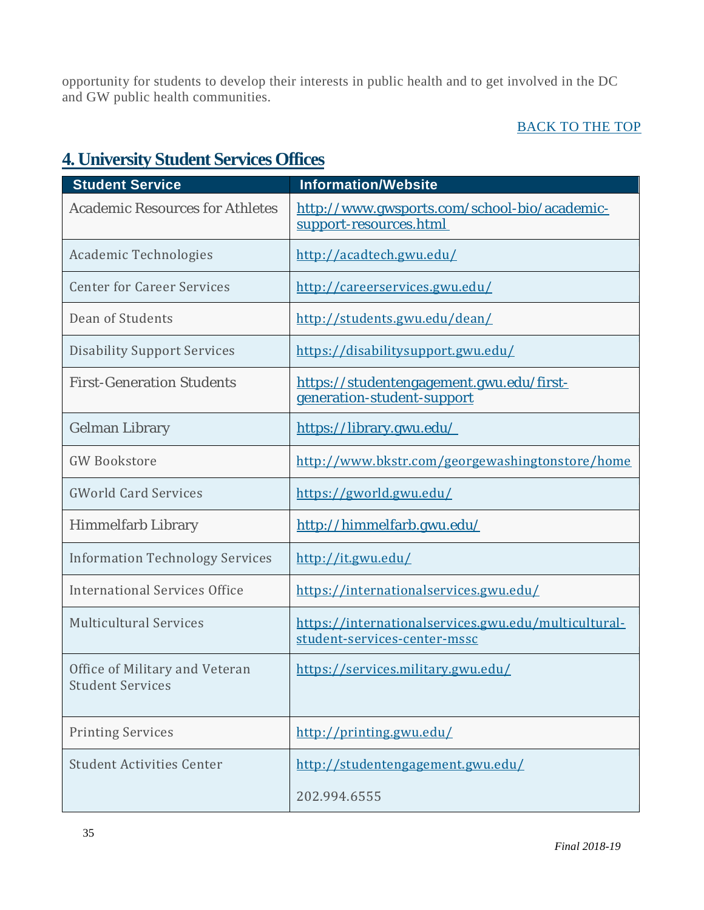opportunity for students to develop their interests in public health and to get involved in the DC and GW public health communities.

BACK TO THE TOP

## 4. University Student Services Offices

| Student Service | Information/Website |
|---|---|
| Academic Resources for Athletes | http://www.gwsports.com/school-bio/academic-support-resources.html |
| Academic Technologies | http://acadtech.gwu.edu/ |
| Center for Career Services | http://careerservices.gwu.edu/ |
| Dean of Students | http://students.gwu.edu/dean/ |
| Disability Support Services | https://disabilitysupport.gwu.edu/ |
| First-Generation Students | https://studentengagement.gwu.edu/first-generation-student-support |
| Gelman Library | https://library.gwu.edu/ |
| GW Bookstore | http://www.bkstr.com/georgewashingtonstore/home |
| GWorld Card Services | https://gworld.gwu.edu/ |
| Himmelfarb Library | http://himmelfarb.gwu.edu/ |
| Information Technology Services | http://it.gwu.edu/ |
| International Services Office | https://internationalservices.gwu.edu/ |
| Multicultural Services | https://internationalservices.gwu.edu/multicultural-student-services-center-mssc |
| Office of Military and Veteran Student Services | https://services.military.gwu.edu/ |
| Printing Services | http://printing.gwu.edu/ |
| Student Activities Center | http://studentengagement.gwu.edu/ <br> 202.994.6555 |

*Final 2018-19*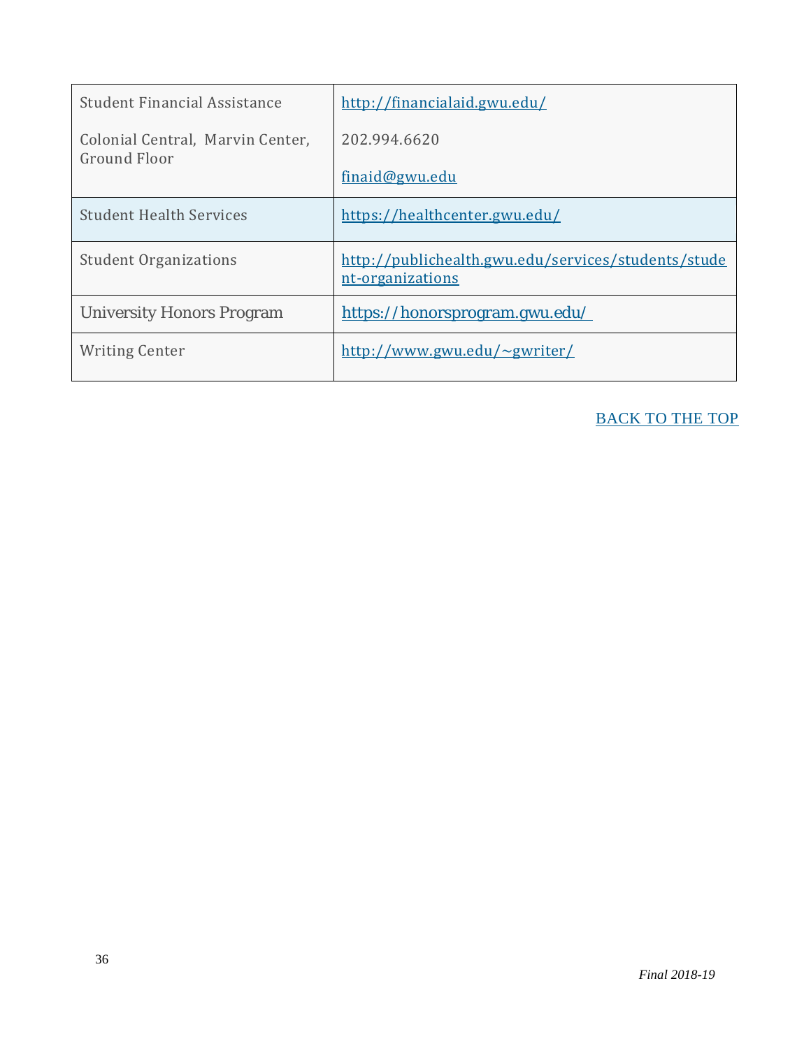| | |
|---|---|
| Student Financial Assistance<br><br>Colonial Central, Marvin Center, Ground Floor | http://financialaid.gwu.edu/<br><br>202.994.6620<br><br>finaid@gwu.edu |
| Student Health Services | https://healthcenter.gwu.edu/ |
| Student Organizations | http://publichealth.gwu.edu/services/students/student-organizations |
| University Honors Program | https://honorsprogram.gwu.edu/ |
| Writing Center | http://www.gwu.edu/~gwriter/ |

BACK TO THE TOP

*Final 2018-19*